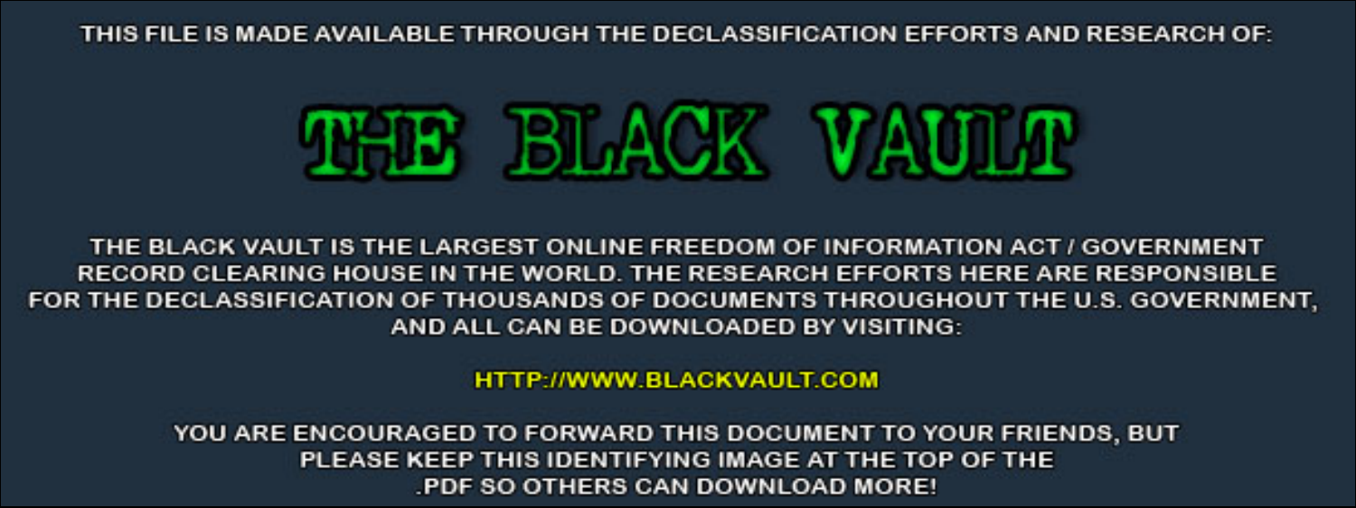THIS FILE IS MADE AVAILABLE THROUGH THE DECLASSIFICATION EFFORTS AND RESEARCH OF:

# THE BLACK VAULT

THE BLACK VAULT IS THE LARGEST ONLINE FREEDOM OF INFORMATION ACT / GOVERNMENT RECORD CLEARING HOUSE IN THE WORLD. THE RESEARCH EFFORTS HERE ARE RESPONSIBLE FOR THE DECLASSIFICATION OF THOUSANDS OF DOCUMENTS THROUGHOUT THE U.S. GOVERNMENT, AND ALL CAN BE DOWNLOADED BY VISITING:

HTTP://WWW.BLACKVAULT.COM

YOU ARE ENCOURAGED TO FORWARD THIS DOCUMENT TO YOUR FRIENDS, BUT PLEASE KEEP THIS IDENTIFYING IMAGE AT THE TOP OF THE .PDF SO OTHERS CAN DOWNLOAD MORE!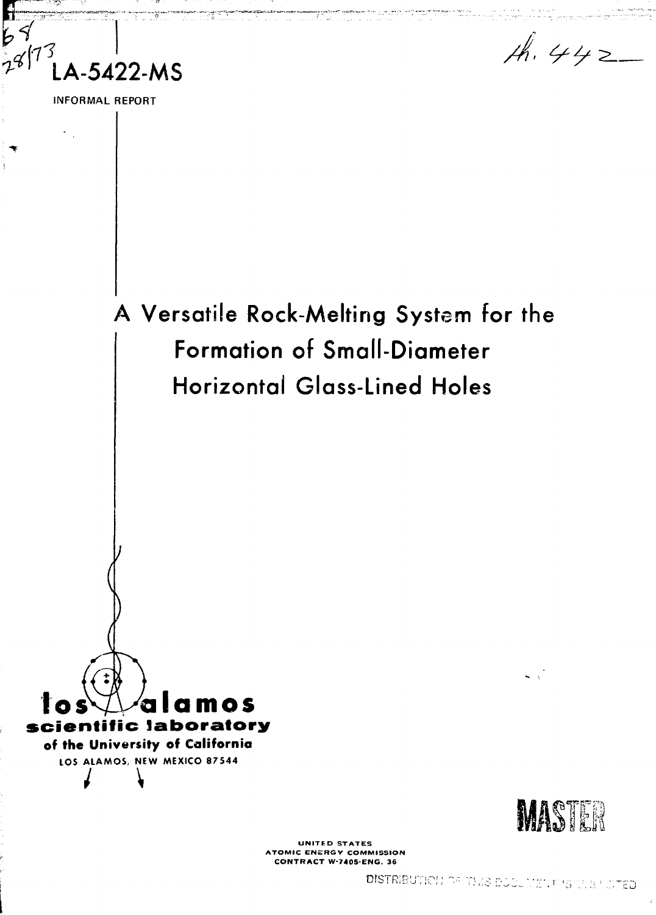LA-5422-MS

INFORMAL REPORT

# A Versatile Rock-Melting System for the Formation of Small-Diameter Horizontal Glass-Lined Holes

**los alamos scientific laboratory**
**of the University of California**
LOS ALAMOS, NEW MEXICO 87544

MASTER

UNITED STATES
ATOMIC ENERGY COMMISSION
CONTRACT W-7405-ENG. 36

DISTRIBUTION OF THIS DOCUMENT IS UNLIMITED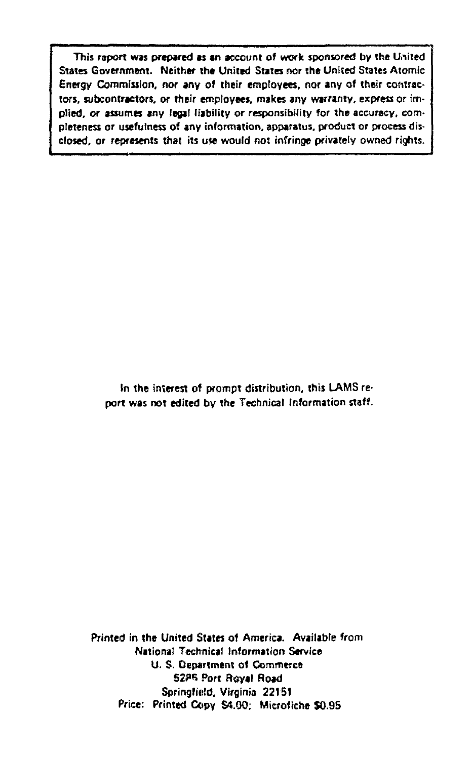This report was prepared as an account of work sponsored by the United States Government. Neither the United States nor the United States Atomic Energy Commission, nor any of their employees, nor any of their contractors, subcontractors, or their employees, makes any warranty, express or implied, or assumes any legal liability or responsibility for the accuracy, completeness or usefulness of any information, apparatus, product or process disclosed, or represents that its use would not infringe privately owned rights.

In the interest of prompt distribution, this LAMS report was not edited by the Technical Information staff.

Printed in the United States of America. Available from
National Technical Information Service
U. S. Department of Commerce
5285 Port Royal Road
Springfield, Virginia 22151
Price: Printed Copy $4.00; Microfiche $0.95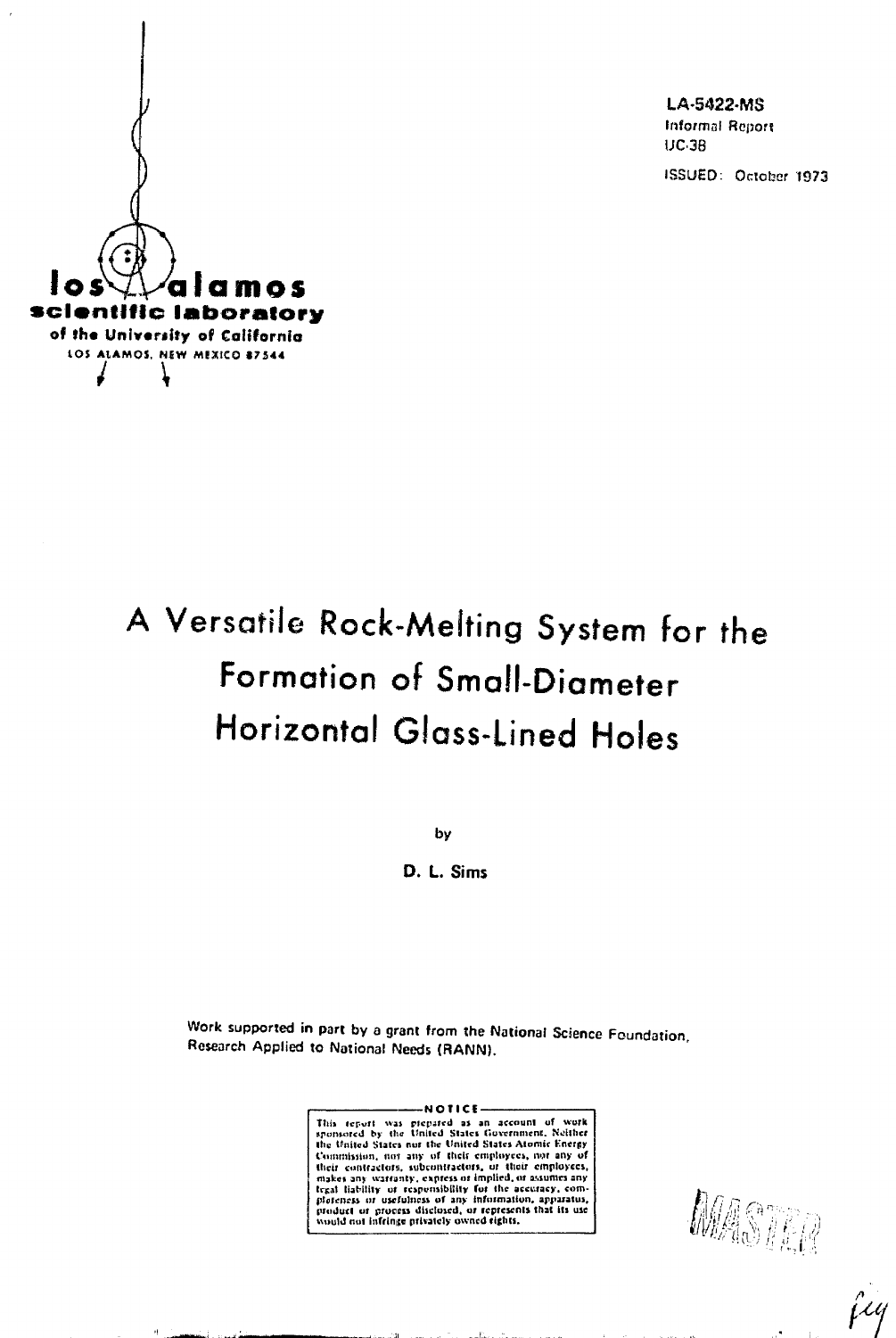LA-5422-MS

Informal Report

UC-38

ISSUED: October 1973

**los alamos scientific laboratory**

of the University of California

LOS ALAMOS, NEW MEXICO 87544

# A Versatile Rock-Melting System for the Formation of Small-Diameter Horizontal Glass-Lined Holes

by

D. L. Sims

Work supported in part by a grant from the National Science Foundation, Research Applied to National Needs (RANN).

NOTICE

This report was prepared as an account of work sponsored by the United States Government. Neither the United States nor the United States Atomic Energy Commission, nor any of their employees, nor any of their contractors, subcontractors, or their employees, makes any warranty, express or implied, or assumes any legal liability or responsibility for the accuracy, completeness or usefulness of any information, apparatus, product or process disclosed, or represents that its use would not infringe privately owned rights.

MASTER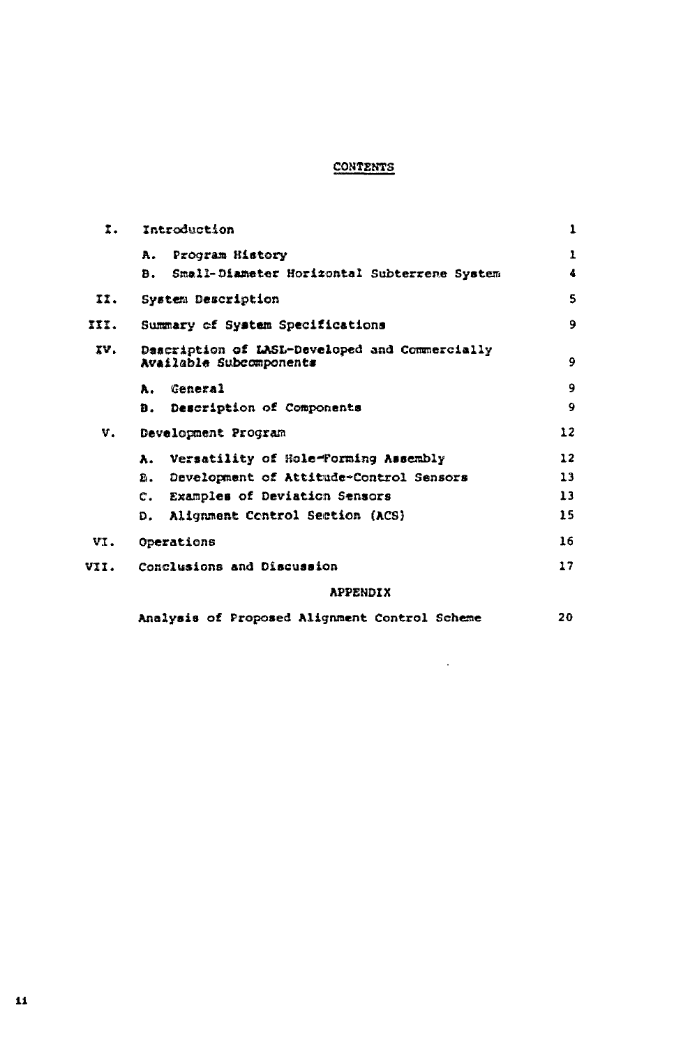## CONTENTS

| | | |
|---|---|---|
| I. | Introduction | 1 |
| | A. Program History | 1 |
| | B. Small-Diameter Horizontal Subterrene System | 4 |
| II. | System Description | 5 |
| III. | Summary of System Specifications | 9 |
| IV. | Description of LASL-Developed and Commercially Available Subcomponents | 9 |
| | A. General | 9 |
| | B. Description of Components | 9 |
| V. | Development Program | 12 |
| | A. Versatility of Hole-Forming Assembly | 12 |
| | B. Development of Attitude-Control Sensors | 13 |
| | C. Examples of Deviation Sensors | 13 |
| | D. Alignment Control Section (ACS) | 15 |
| VI. | Operations | 16 |
| VII. | Conclusions and Discussion | 17 |
| | APPENDIX | |
| | Analysis of Proposed Alignment Control Scheme | 20 |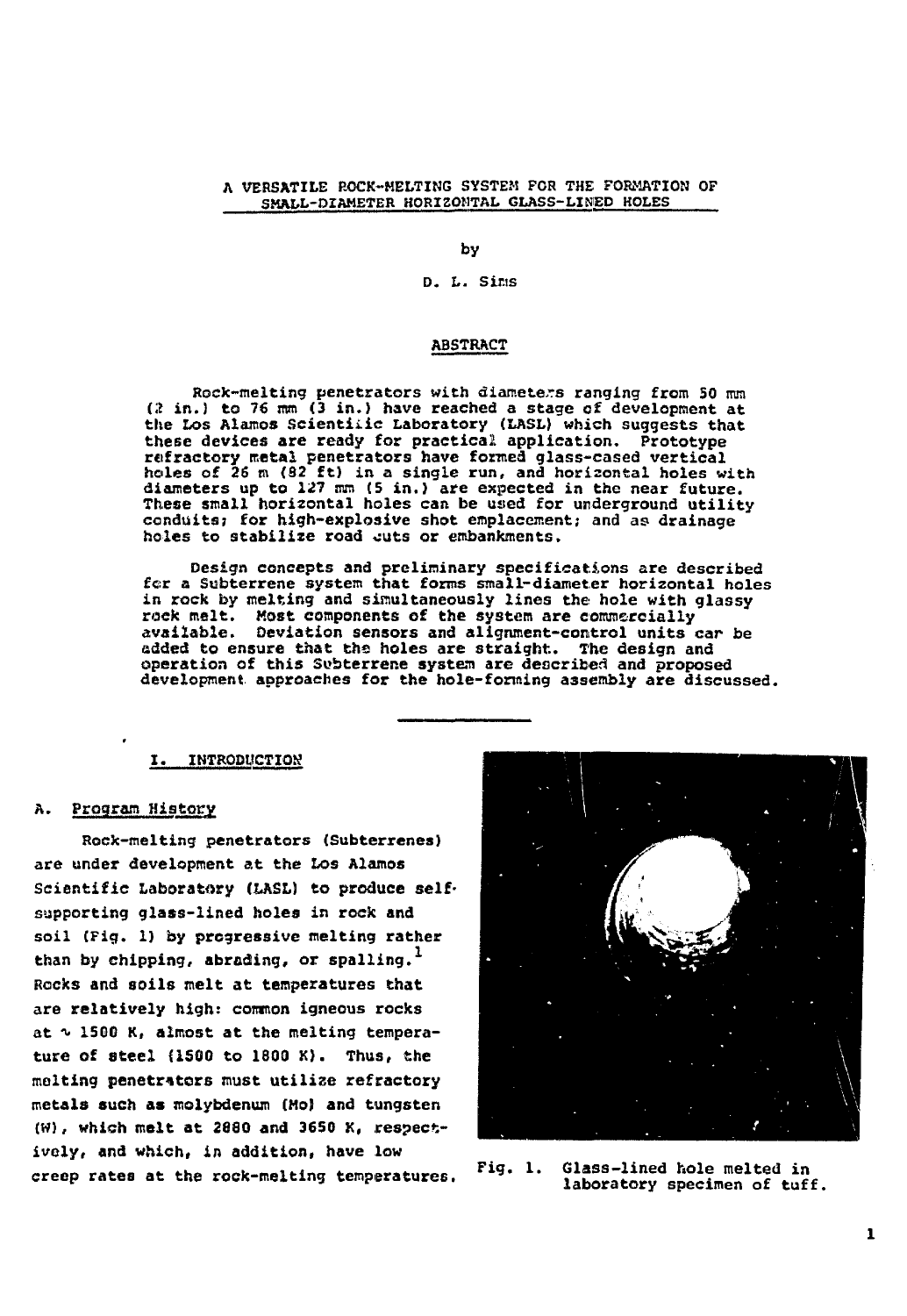# A VERSATILE ROCK-MELTING SYSTEM FOR THE FORMATION OF SMALL-DIAMETER HORIZONTAL GLASS-LINED HOLES

by

D. L. Sims

## ABSTRACT

Rock-melting penetrators with diameters ranging from 50 mm (2 in.) to 76 mm (3 in.) have reached a stage of development at the Los Alamos Scientific Laboratory (LASL) which suggests that these devices are ready for practical application. Prototype refractory metal penetrators have formed glass-cased vertical holes of 26 m (82 ft) in a single run, and horizontal holes with diameters up to 127 mm (5 in.) are expected in the near future. These small horizontal holes can be used for underground utility conduits; for high-explosive shot emplacement; and as drainage holes to stabilize road cuts or embankments.

Design concepts and preliminary specifications are described for a Subterrene system that forms small-diameter horizontal holes in rock by melting and simultaneously lines the hole with glassy rock melt. Most components of the system are commercially available. Deviation sensors and alignment-control units can be added to ensure that the holes are straight. The design and operation of this Subterrene system are described and proposed development approaches for the hole-forming assembly are discussed.

## I. INTRODUCTION

### A. Program History

Rock-melting penetrators (Subterrenes) are under development at the Los Alamos Scientific Laboratory (LASL) to produce self-supporting glass-lined holes in rock and soil (Fig. 1) by progressive melting rather than by chipping, abrading, or spalling.[1] Rocks and soils melt at temperatures that are relatively high: common igneous rocks at ~ 1500 K, almost at the melting temperature of steel (1500 to 1800 K). Thus, the melting penetrators must utilize refractory metals such as molybdenum (Mo) and tungsten (W), which melt at 2880 and 3650 K, respectively, and which, in addition, have low creep rates at the rock-melting temperatures.

Fig. 1. Glass-lined hole melted in laboratory specimen of tuff.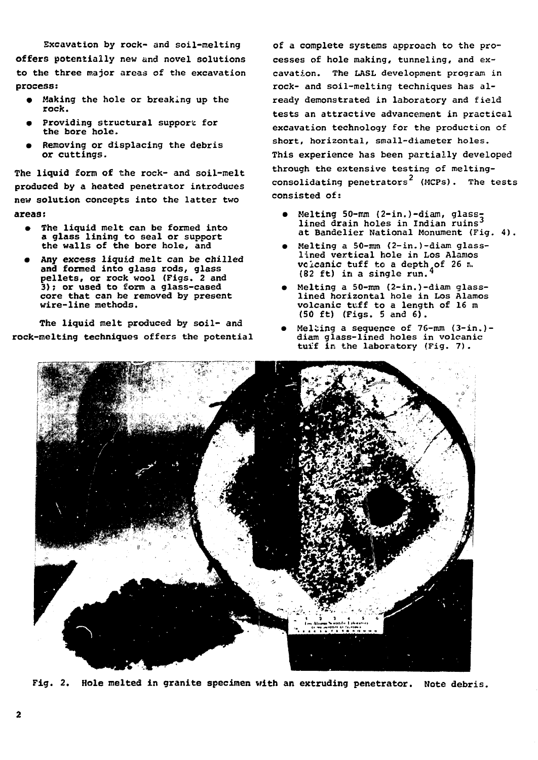Excavation by rock- and soil-melting offers potentially new and novel solutions to the three major areas of the excavation process:

- Making the hole or breaking up the rock.
- Providing structural support for the bore hole.
- Removing or displacing the debris or cuttings.

The liquid form of the rock- and soil-melt produced by a heated penetrator introduces new solution concepts into the latter two areas:

- The liquid melt can be formed into a glass lining to seal or support the walls of the bore hole, and
- Any excess liquid melt can be chilled and formed into glass rods, glass pellets, or rock wool (Figs. 2 and 3); or used to form a glass-cased core that can be removed by present wire-line methods.

The liquid melt produced by soil- and rock-melting techniques offers the potential of a complete systems approach to the processes of hole making, tunneling, and excavation. The LASL development program in rock- and soil-melting techniques has already demonstrated in laboratory and field tests an attractive advancement in practical excavation technology for the production of short, horizontal, small-diameter holes. This experience has been partially developed through the extensive testing of melting-consolidating penetrators[2] (MCPs). The tests consisted of:

- Melting 50-mm (2-in.)-diam, glass-lined drain holes in Indian ruins[3] at Bandelier National Monument (Fig. 4).
- Melting a 50-mm (2-in.)-diam glass-lined vertical hole in Los Alamos volcanic tuff to a depth of 26 m (82 ft) in a single run.[4]
- Melting a 50-mm (2-in.)-diam glass-lined horizontal hole in Los Alamos volcanic tuff to a length of 16 m (50 ft) (Figs. 5 and 6).
- Melting a sequence of 76-mm (3-in.)-diam glass-lined holes in volcanic tuff in the laboratory (Fig. 7).

Fig. 2. Hole melted in granite specimen with an extruding penetrator. Note debris.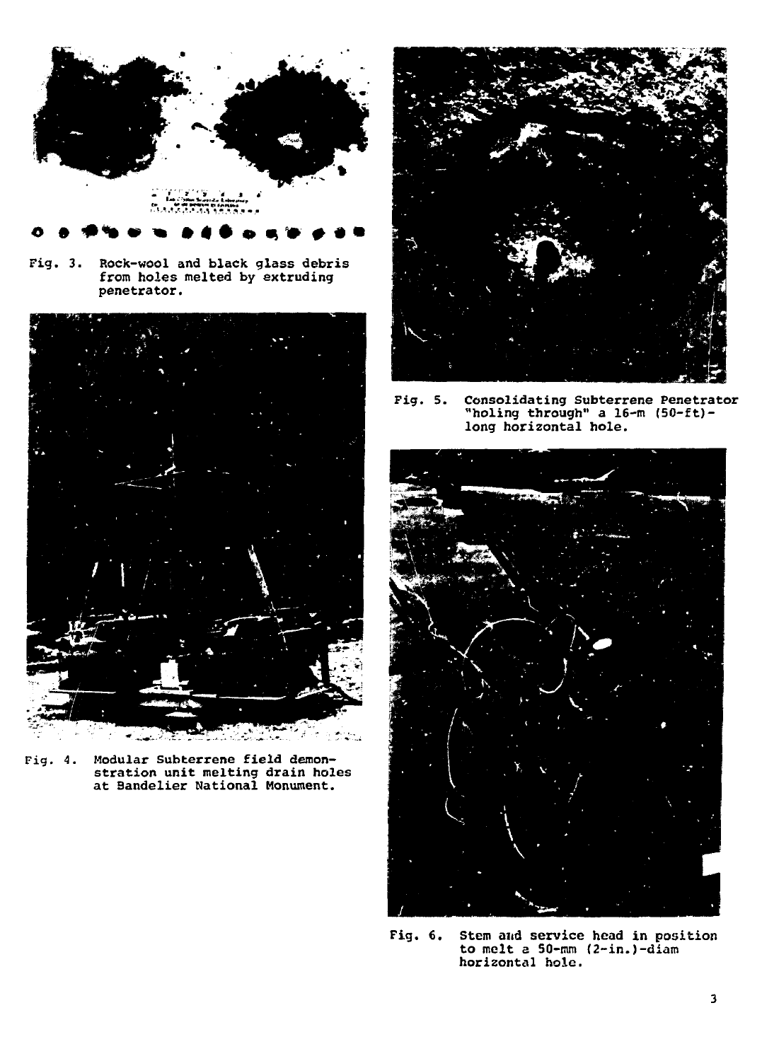Fig. 3. Rock-wool and black glass debris from holes melted by extruding penetrator.

Fig. 4. Modular Subterrene field demonstration unit melting drain holes at Bandelier National Monument.

Fig. 5. Consolidating Subterrene Penetrator "holing through" a 16-m (50-ft)-long horizontal hole.

Fig. 6. Stem and service head in position to melt a 50-mm (2-in.)-diam horizontal hole.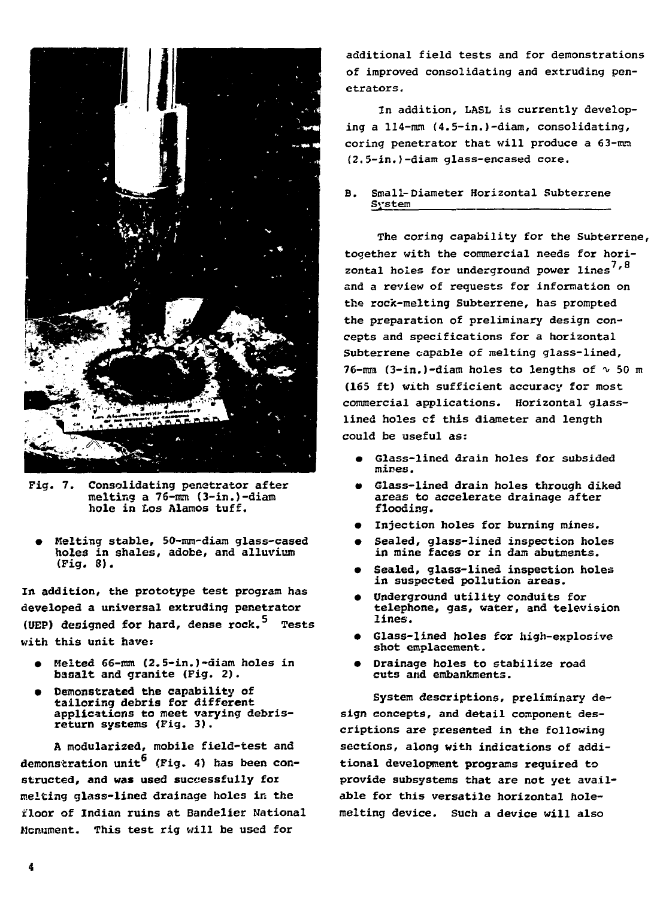Fig. 7. Consolidating penetrator after melting a 76-mm (3-in.)-diam hole in Los Alamos tuff.

- Melting stable, 50-mm-diam glass-cased holes in shales, adobe, and alluvium (Fig. 8).

In addition, the prototype test program has developed a universal extruding penetrator (UEP) designed for hard, dense rock.[5] Tests with this unit have:

- Melted 66-mm (2.5-in.)-diam holes in basalt and granite (Fig. 2).
- Demonstrated the capability of tailoring debris for different applications to meet varying debris-return systems (Fig. 3).

A modularized, mobile field-test and demonstration unit[6] (Fig. 4) has been constructed, and was used successfully for melting glass-lined drainage holes in the floor of Indian ruins at Bandelier National Monument. This test rig will be used for additional field tests and for demonstrations of improved consolidating and extruding penetrators.

In addition, LASL is currently developing a 114-mm (4.5-in.)-diam, consolidating, coring penetrator that will produce a 63-mm (2.5-in.)-diam glass-encased core.

## B. Small-Diameter Horizontal Subterrene System

The coring capability for the Subterrene, together with the commercial needs for horizontal holes for underground power lines[7,8] and a review of requests for information on the rock-melting Subterrene, has prompted the preparation of preliminary design concepts and specifications for a horizontal Subterrene capable of melting glass-lined, 76-mm (3-in.)-diam holes to lengths of ~ 50 m (165 ft) with sufficient accuracy for most commercial applications. Horizontal glass-lined holes of this diameter and length could be useful as:

- Glass-lined drain holes for subsided mines.
- Glass-lined drain holes through diked areas to accelerate drainage after flooding.
- Injection holes for burning mines.
- Sealed, glass-lined inspection holes in mine faces or in dam abutments.
- Sealed, glass-lined inspection holes in suspected pollution areas.
- Underground utility conduits for telephone, gas, water, and television lines.
- Glass-lined holes for high-explosive shot emplacement.
- Drainage holes to stabilize road cuts and embankments.

System descriptions, preliminary design concepts, and detail component descriptions are presented in the following sections, along with indications of additional development programs required to provide subsystems that are not yet available for this versatile horizontal hole-melting device. Such a device will also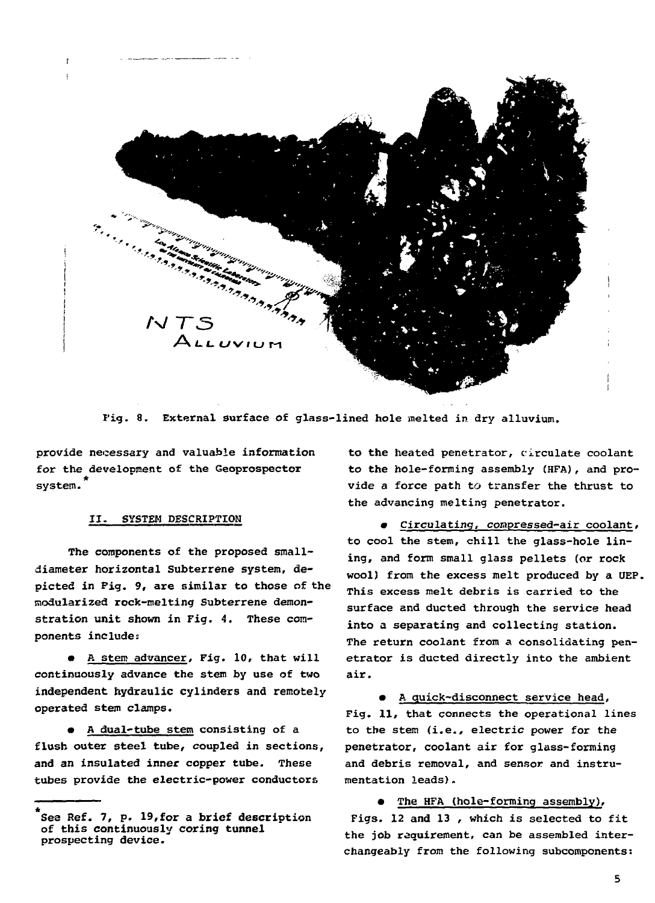Fig. 8. External surface of glass-lined hole melted in dry alluvium.

provide necessary and valuable information for the development of the Geoprospector system.*

## II. SYSTEM DESCRIPTION

The components of the proposed small-diameter horizontal Subterrene system, depicted in Fig. 9, are similar to those of the modularized rock-melting Subterrene demonstration unit shown in Fig. 4. These components include:

- A stem advancer, Fig. 10, that will continuously advance the stem by use of two independent hydraulic cylinders and remotely operated stem clamps.

- A dual-tube stem consisting of a flush outer steel tube, coupled in sections, and an insulated inner copper tube. These tubes provide the electric-power conductors to the heated penetrator, circulate coolant to the hole-forming assembly (HFA), and provide a force path to transfer the thrust to the advancing melting penetrator.

- Circulating, compressed-air coolant, to cool the stem, chill the glass-hole lining, and form small glass pellets (or rock wool) from the excess melt produced by a UEP. This excess melt debris is carried to the surface and ducted through the service head into a separating and collecting station. The return coolant from a consolidating penetrator is ducted directly into the ambient air.

- A quick-disconnect service head, Fig. 11, that connects the operational lines to the stem (i.e., electric power for the penetrator, coolant air for glass-forming and debris removal, and sensor and instrumentation leads).

- The HFA (hole-forming assembly), Figs. 12 and 13, which is selected to fit the job requirement, can be assembled interchangeably from the following subcomponents:

---

*See Ref. 7, p. 19, for a brief description of this continuously coring tunnel prospecting device.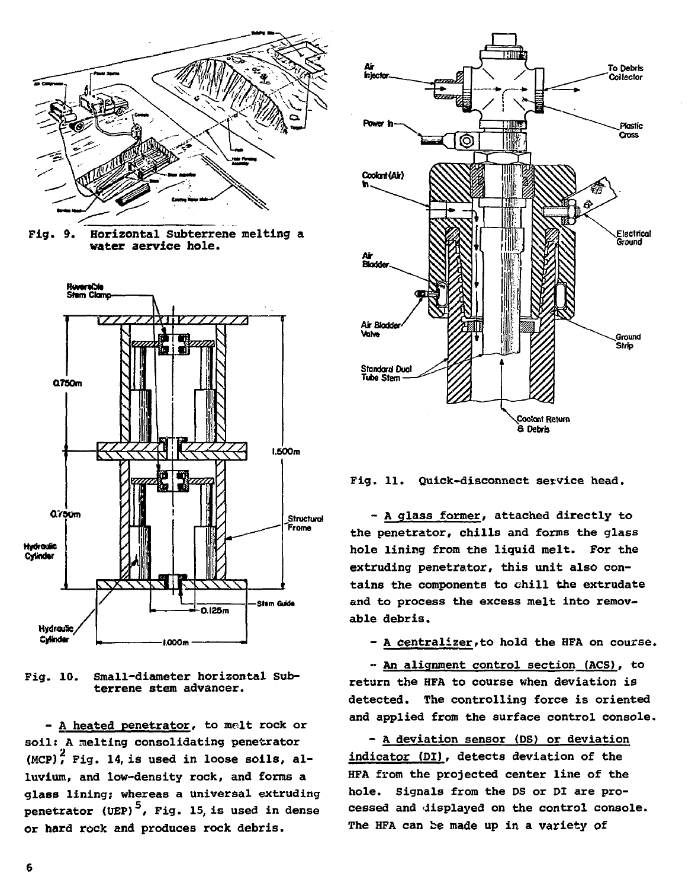Fig. 9. Horizontal Subterrene melting a water service hole.

Fig. 10. Small-diameter horizontal Subterrene stem advancer.

- A heated penetrator, to melt rock or soil: A melting consolidating penetrator (MCP)[2], Fig. 14, is used in loose soils, alluvium, and low-density rock, and forms a glass lining; whereas a universal extruding penetrator (UEP)[5], Fig. 15, is used in dense or hard rock and produces rock debris.

Fig. 11. Quick-disconnect service head.

- A glass former, attached directly to the penetrator, chills and forms the glass hole lining from the liquid melt. For the extruding penetrator, this unit also contains the components to chill the extrudate and to process the excess melt into removable debris.

- A centralizer, to hold the HFA on course.

- An alignment control section (ACS), to return the HFA to course when deviation is detected. The controlling force is oriented and applied from the surface control console.

- A deviation sensor (DS) or deviation indicator (DI), detects deviation of the HFA from the projected center line of the hole. Signals from the DS or DI are processed and displayed on the control console. The HFA can be made up in a variety of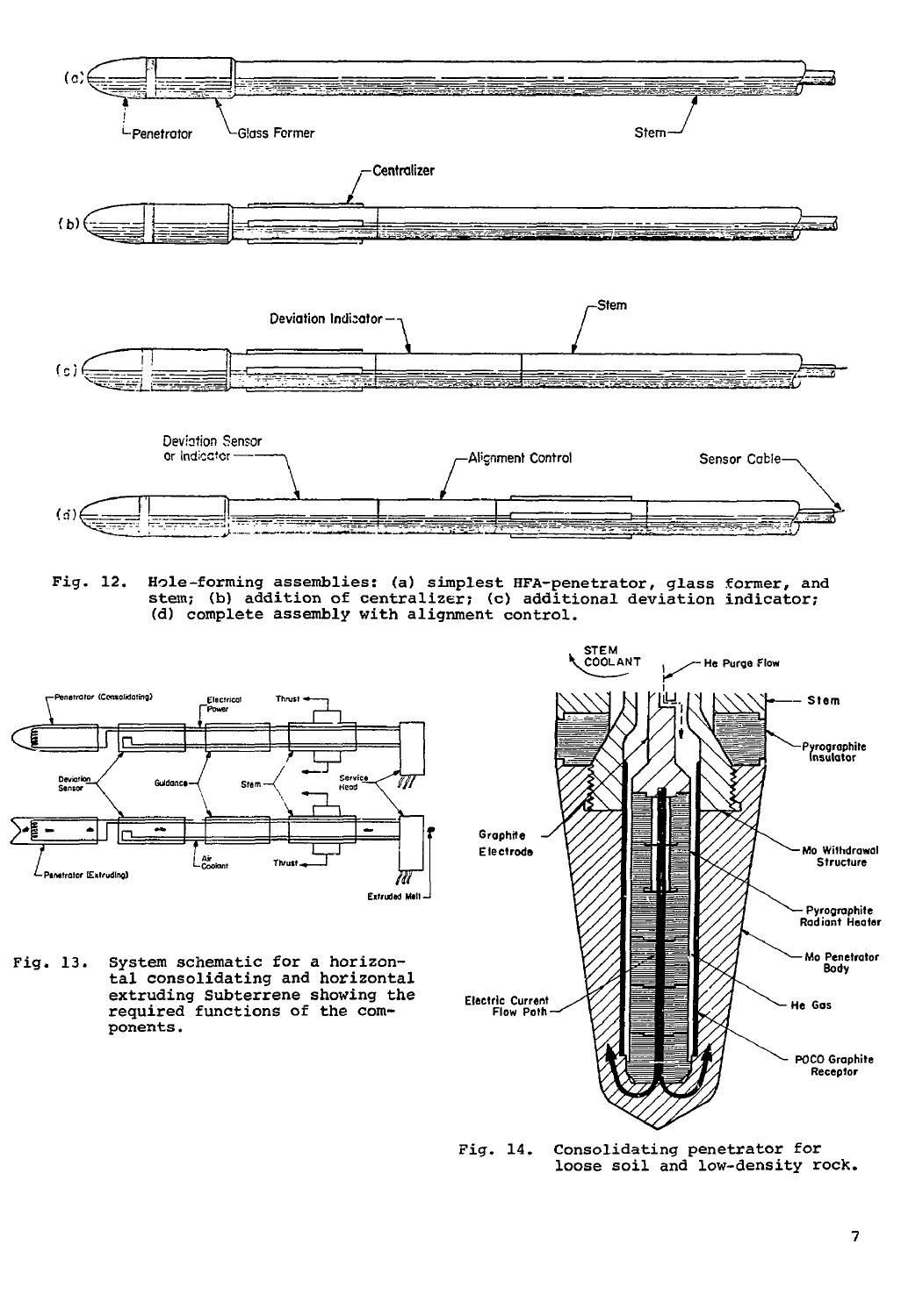Fig. 12. Hole-forming assemblies: (a) simplest HFA-penetrator, glass former, and stem; (b) addition of centralizer; (c) additional deviation indicator; (d) complete assembly with alignment control.

Fig. 13. System schematic for a horizontal consolidating and horizontal extruding Subterrene showing the required functions of the components.

Fig. 14. Consolidating penetrator for loose soil and low-density rock.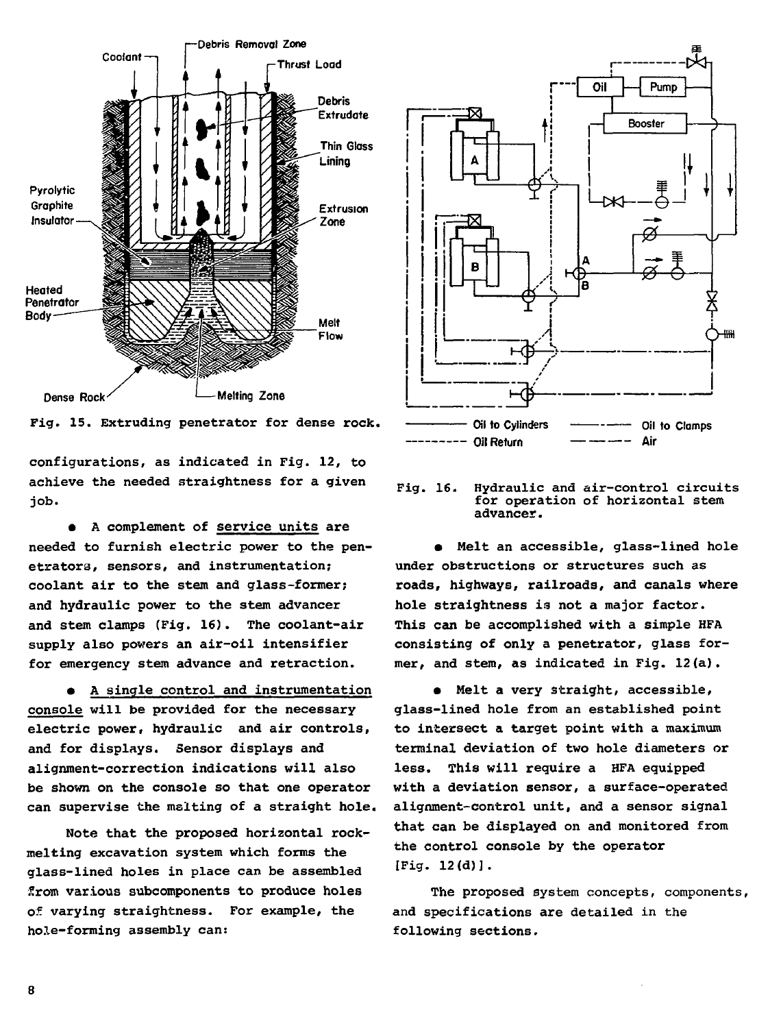Fig. 15. Extruding penetrator for dense rock.

configurations, as indicated in Fig. 12, to achieve the needed straightness for a given job.

- A complement of service units are needed to furnish electric power to the penetrators, sensors, and instrumentation; coolant air to the stem and glass-former; and hydraulic power to the stem advancer and stem clamps (Fig. 16). The coolant-air supply also powers an air-oil intensifier for emergency stem advance and retraction.

- A single control and instrumentation console will be provided for the necessary electric power, hydraulic and air controls, and for displays. Sensor displays and alignment-correction indications will also be shown on the console so that one operator can supervise the melting of a straight hole.

Note that the proposed horizontal rock-melting excavation system which forms the glass-lined holes in place can be assembled from various subcomponents to produce holes of varying straightness. For example, the hole-forming assembly can:

Fig. 16. Hydraulic and air-control circuits for operation of horizontal stem advancer.

- Melt an accessible, glass-lined hole under obstructions or structures such as roads, highways, railroads, and canals where hole straightness is not a major factor. This can be accomplished with a simple HFA consisting of only a penetrator, glass former, and stem, as indicated in Fig. 12(a).

- Melt a very straight, accessible, glass-lined hole from an established point to intersect a target point with a maximum terminal deviation of two hole diameters or less. This will require a HFA equipped with a deviation sensor, a surface-operated alignment-control unit, and a sensor signal that can be displayed on and monitored from the control console by the operator [Fig. 12(d)].

The proposed system concepts, components, and specifications are detailed in the following sections.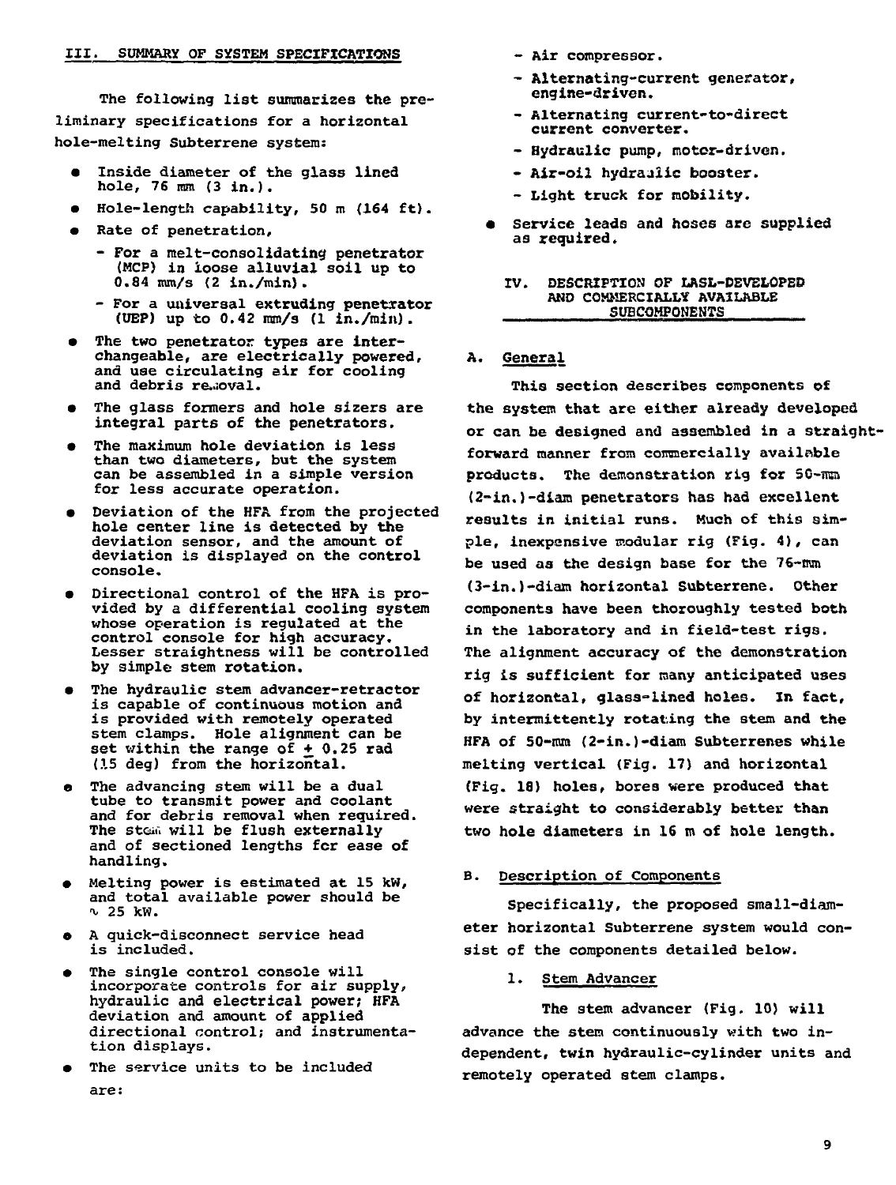## III. SUMMARY OF SYSTEM SPECIFICATIONS

The following list summarizes the preliminary specifications for a horizontal hole-melting Subterrene system:

- Inside diameter of the glass lined hole, 76 mm (3 in.).
- Hole-length capability, 50 m (164 ft).
- Rate of penetration,
  - For a melt-consolidating penetrator (MCP) in loose alluvial soil up to 0.84 mm/s (2 in./min).
  - For a universal extruding penetrator (UEP) up to 0.42 mm/s (1 in./min).
- The two penetrator types are interchangeable, are electrically powered, and use circulating air for cooling and debris removal.
- The glass formers and hole sizers are integral parts of the penetrators.
- The maximum hole deviation is less than two diameters, but the system can be assembled in a simple version for less accurate operation.
- Deviation of the HFA from the projected hole center line is detected by the deviation sensor, and the amount of deviation is displayed on the control console.
- Directional control of the HFA is provided by a differential cooling system whose operation is regulated at the control console for high accuracy. Lesser straightness will be controlled by simple stem rotation.
- The hydraulic stem advancer-retractor is capable of continuous motion and is provided with remotely operated stem clamps. Hole alignment can be set within the range of ± 0.25 rad (15 deg) from the horizontal.
- The advancing stem will be a dual tube to transmit power and coolant and for debris removal when required. The stem will be flush externally and of sectioned lengths for ease of handling.
- Melting power is estimated at 15 kW, and total available power should be ~ 25 kW.
- A quick-disconnect service head is included.
- The single control console will incorporate controls for air supply, hydraulic and electrical power; HFA deviation and amount of applied directional control; and instrumentation displays.
- The service units to be included are:
  - Air compressor.
  - Alternating-current generator, engine-driven.
  - Alternating current-to-direct current converter.
  - Hydraulic pump, motor-driven.
  - Air-oil hydraulic booster.
  - Light truck for mobility.
- Service leads and hoses are supplied as required.

## IV. DESCRIPTION OF LASL-DEVELOPED AND COMMERCIALLY AVAILABLE SUBCOMPONENTS

### A. General

This section describes components of the system that are either already developed or can be designed and assembled in a straightforward manner from commercially available products. The demonstration rig for 50-mm (2-in.)-diam penetrators has had excellent results in initial runs. Much of this simple, inexpensive modular rig (Fig. 4), can be used as the design base for the 76-mm (3-in.)-diam horizontal Subterrene. Other components have been thoroughly tested both in the laboratory and in field-test rigs. The alignment accuracy of the demonstration rig is sufficient for many anticipated uses of horizontal, glass-lined holes. In fact, by intermittently rotating the stem and the HFA of 50-mm (2-in.)-diam Subterrenes while melting vertical (Fig. 17) and horizontal (Fig. 18) holes, bores were produced that were straight to considerably better than two hole diameters in 16 m of hole length.

### B. Description of Components

Specifically, the proposed small-diameter horizontal Subterrene system would consist of the components detailed below.

#### 1. Stem Advancer

The stem advancer (Fig. 10) will advance the stem continuously with two independent, twin hydraulic-cylinder units and remotely operated stem clamps.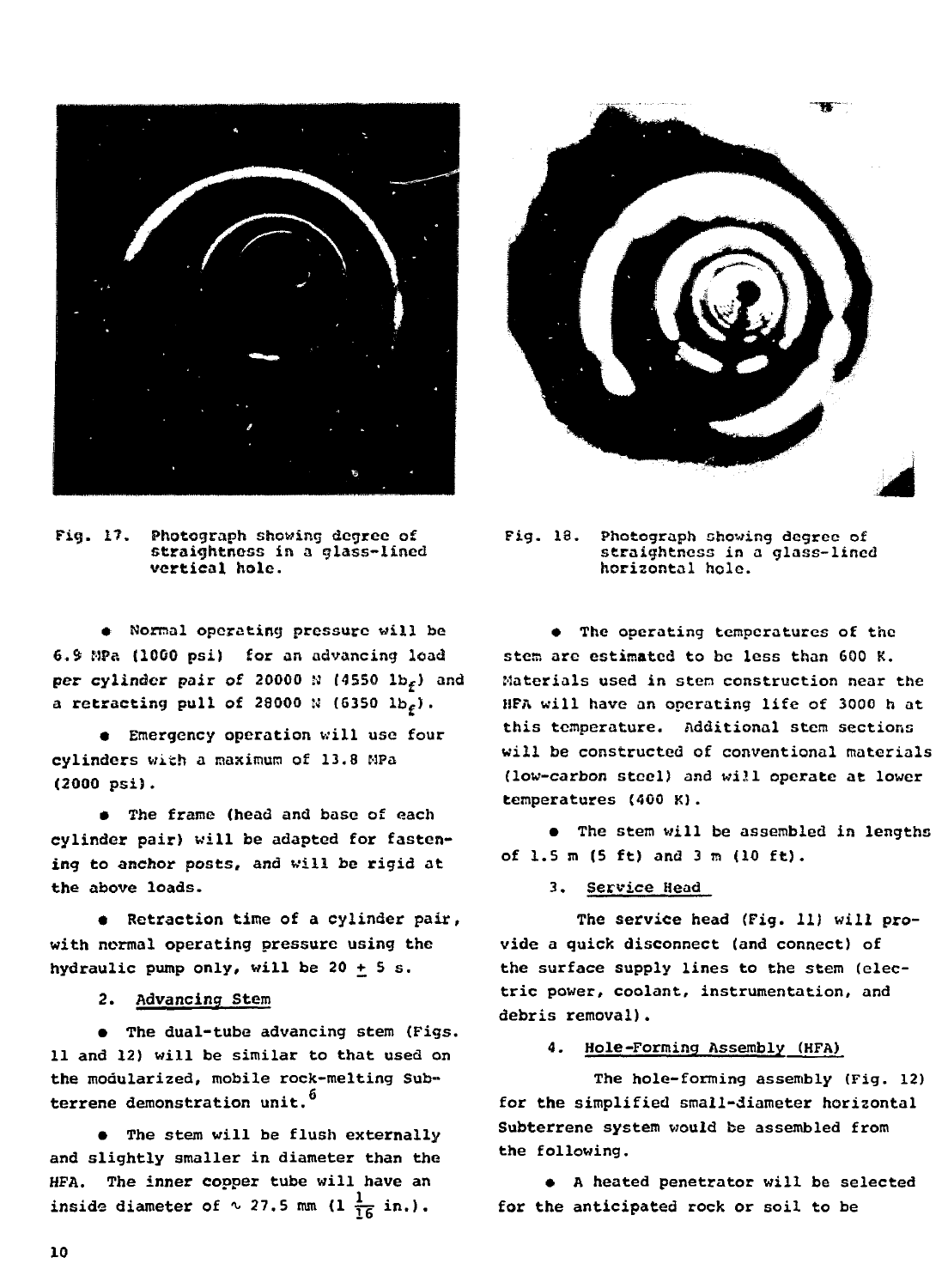Fig. 17. Photograph showing degree of straightness in a glass-lined vertical hole.

Fig. 18. Photograph showing degree of straightness in a glass-lined horizontal hole.

- Normal operating pressure will be 6.9 MPa (1000 psi) for an advancing load per cylinder pair of 20000 N (4550 $lb_f$) and a retracting pull of 28000 N (6350 $lb_f$).

- Emergency operation will use four cylinders with a maximum of 13.8 MPa (2000 psi).

- The frame (head and base of each cylinder pair) will be adapted for fastening to anchor posts, and will be rigid at the above loads.

- Retraction time of a cylinder pair, with normal operating pressure using the hydraulic pump only, will be 20 ± 5 s.

2. Advancing Stem

- The dual-tube advancing stem (Figs. 11 and 12) will be similar to that used on the modularized, mobile rock-melting Subterrene demonstration unit.[6]

- The stem will be flush externally and slightly smaller in diameter than the HFA. The inner copper tube will have an inside diameter of ∿ 27.5 mm (1 $\frac{1}{16}$ in.).

- The operating temperatures of the stem are estimated to be less than 600 K. Materials used in stem construction near the HFA will have an operating life of 3000 h at this temperature. Additional stem sections will be constructed of conventional materials (low-carbon steel) and will operate at lower temperatures (400 K).

- The stem will be assembled in lengths of 1.5 m (5 ft) and 3 m (10 ft).

3. Service Head

The service head (Fig. 11) will provide a quick disconnect (and connect) of the surface supply lines to the stem (electric power, coolant, instrumentation, and debris removal).

4. Hole-Forming Assembly (HFA)

The hole-forming assembly (Fig. 12) for the simplified small-diameter horizontal Subterrene system would be assembled from the following.

- A heated penetrator will be selected for the anticipated rock or soil to be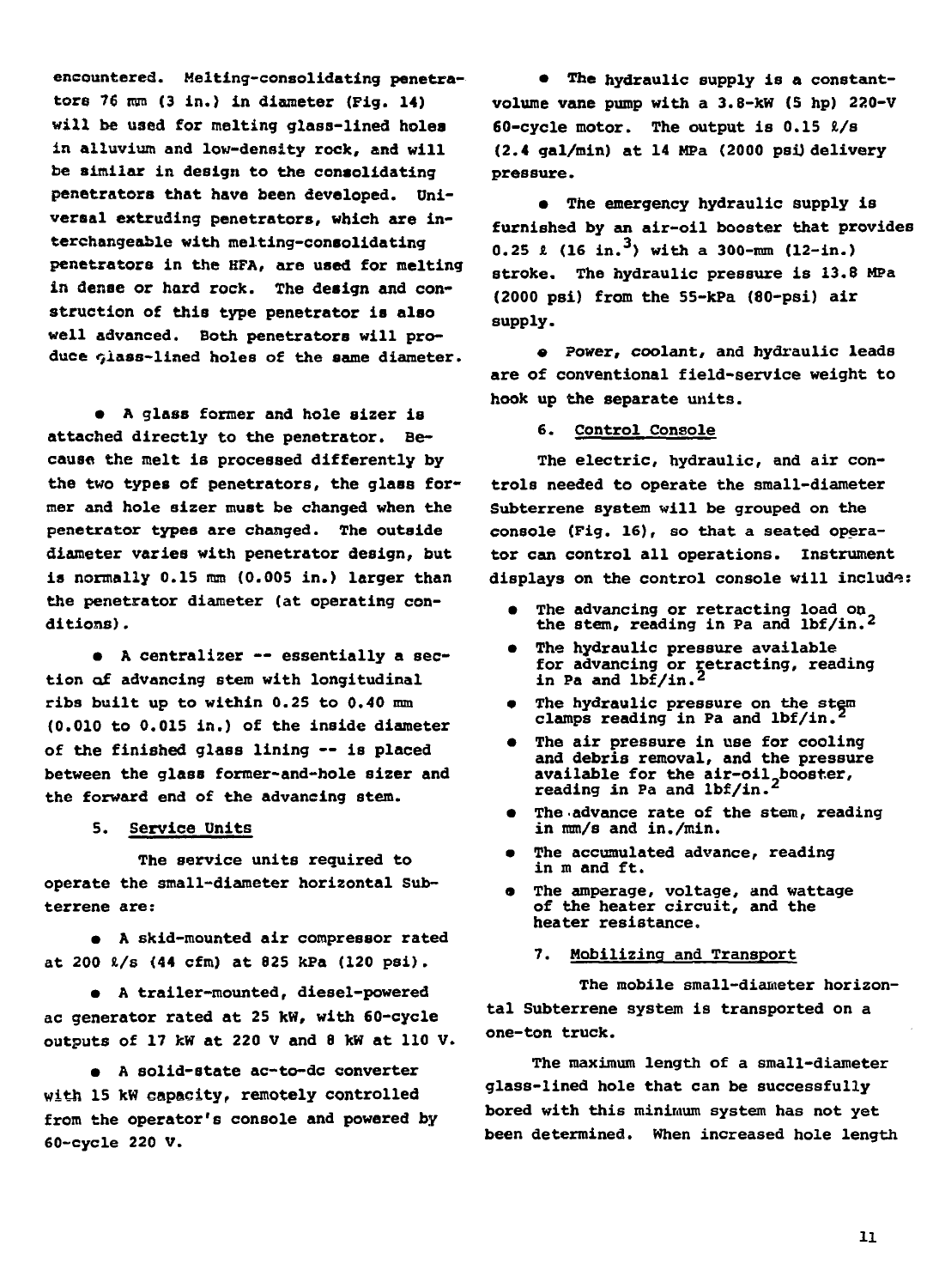encountered. Melting-consolidating penetrators 76 mm (3 in.) in diameter (Fig. 14) will be used for melting glass-lined holes in alluvium and low-density rock, and will be similar in design to the consolidating penetrators that have been developed. Universal extruding penetrators, which are interchangeable with melting-consolidating penetrators in the HFA, are used for melting in dense or hard rock. The design and construction of this type penetrator is also well advanced. Both penetrators will produce glass-lined holes of the same diameter.

- A glass former and hole sizer is attached directly to the penetrator. Because the melt is processed differently by the two types of penetrators, the glass former and hole sizer must be changed when the penetrator types are changed. The outside diameter varies with penetrator design, but is normally 0.15 mm (0.005 in.) larger than the penetrator diameter (at operating conditions).

- A centralizer -- essentially a section of advancing stem with longitudinal ribs built up to within 0.25 to 0.40 mm (0.010 to 0.015 in.) of the inside diameter of the finished glass lining -- is placed between the glass former-and-hole sizer and the forward end of the advancing stem.

### 5. Service Units

The service units required to operate the small-diameter horizontal Subterrene are:

- A skid-mounted air compressor rated at 200 ℓ/s (44 cfm) at 825 kPa (120 psi).

- A trailer-mounted, diesel-powered ac generator rated at 25 kW, with 60-cycle outputs of 17 kW at 220 V and 8 kW at 110 V.

- A solid-state ac-to-dc converter with 15 kW capacity, remotely controlled from the operator's console and powered by 60-cycle 220 V.

- The hydraulic supply is a constant-volume vane pump with a 3.8-kW (5 hp) 220-V 60-cycle motor. The output is 0.15 ℓ/s (2.4 gal/min) at 14 MPa (2000 psi) delivery pressure.

- The emergency hydraulic supply is furnished by an air-oil booster that provides 0.25 ℓ (16 in.$^3$) with a 300-mm (12-in.) stroke. The hydraulic pressure is 13.8 MPa (2000 psi) from the 55-kPa (80-psi) air supply.

- Power, coolant, and hydraulic leads are of conventional field-service weight to hook up the separate units.

### 6. Control Console

The electric, hydraulic, and air controls needed to operate the small-diameter Subterrene system will be grouped on the console (Fig. 16), so that a seated operator can control all operations. Instrument displays on the control console will include:

- The advancing or retracting load on the stem, reading in Pa and lbf/in.$^2$
- The hydraulic pressure available for advancing or retracting, reading in Pa and lbf/in.$^2$
- The hydraulic pressure on the stem clamps reading in Pa and lbf/in.$^2$
- The air pressure in use for cooling and debris removal, and the pressure available for the air-oil booster, reading in Pa and lbf/in.$^2$
- The advance rate of the stem, reading in mm/s and in./min.
- The accumulated advance, reading in m and ft.
- The amperage, voltage, and wattage of the heater circuit, and the heater resistance.

### 7. Mobilizing and Transport

The mobile small-diameter horizontal Subterrene system is transported on a one-ton truck.

The maximum length of a small-diameter glass-lined hole that can be successfully bored with this minimum system has not yet been determined. When increased hole length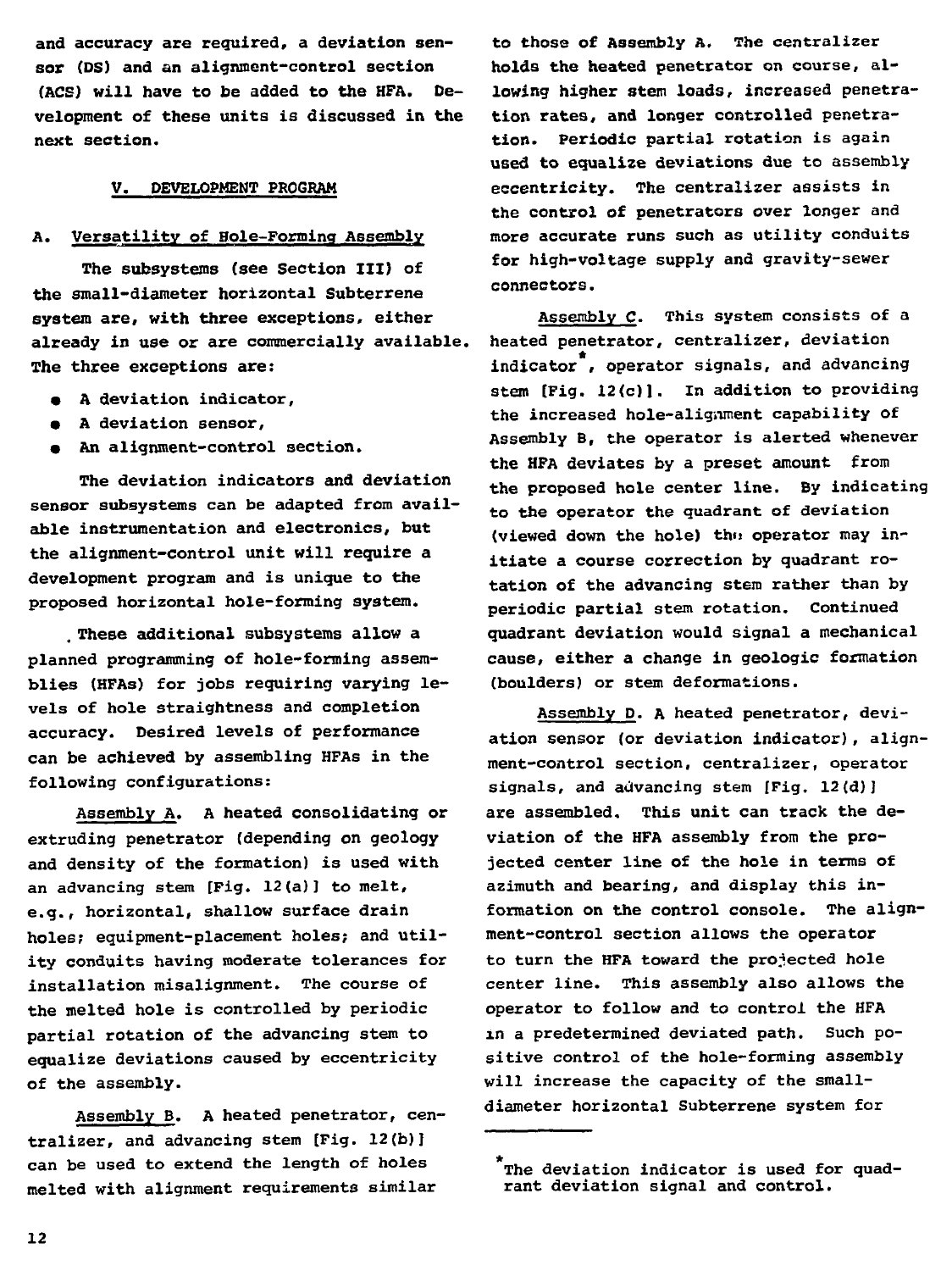and accuracy are required, a deviation sensor (DS) and an alignment-control section (ACS) will have to be added to the HFA. Development of these units is discussed in the next section.

## V. DEVELOPMENT PROGRAM

### A. Versatility of Hole-Forming Assembly

The subsystems (see Section III) of the small-diameter horizontal Subterrene system are, with three exceptions, either already in use or are commercially available. The three exceptions are:

- A deviation indicator,
- A deviation sensor,
- An alignment-control section.

The deviation indicators and deviation sensor subsystems can be adapted from available instrumentation and electronics, but the alignment-control unit will require a development program and is unique to the proposed horizontal hole-forming system.

These additional subsystems allow a planned programming of hole-forming assemblies (HFAs) for jobs requiring varying levels of hole straightness and completion accuracy. Desired levels of performance can be achieved by assembling HFAs in the following configurations:

Assembly A. A heated consolidating or extruding penetrator (depending on geology and density of the formation) is used with an advancing stem [Fig. 12(a)] to melt, e.g., horizontal, shallow surface drain holes; equipment-placement holes; and utility conduits having moderate tolerances for installation misalignment. The course of the melted hole is controlled by periodic partial rotation of the advancing stem to equalize deviations caused by eccentricity of the assembly.

Assembly B. A heated penetrator, centralizer, and advancing stem [Fig. 12(b)] can be used to extend the length of holes melted with alignment requirements similar to those of Assembly A. The centralizer holds the heated penetrator on course, allowing higher stem loads, increased penetration rates, and longer controlled penetration. Periodic partial rotation is again used to equalize deviations due to assembly eccentricity. The centralizer assists in the control of penetrators over longer and more accurate runs such as utility conduits for high-voltage supply and gravity-sewer connectors.

Assembly C. This system consists of a heated penetrator, centralizer, deviation indicator*, operator signals, and advancing stem [Fig. 12(c)]. In addition to providing the increased hole-alignment capability of Assembly B, the operator is alerted whenever the HFA deviates by a preset amount from the proposed hole center line. By indicating to the operator the quadrant of deviation (viewed down the hole) the operator may initiate a course correction by quadrant rotation of the advancing stem rather than by periodic partial stem rotation. Continued quadrant deviation would signal a mechanical cause, either a change in geologic formation (boulders) or stem deformations.

Assembly D. A heated penetrator, deviation sensor (or deviation indicator), alignment-control section, centralizer, operator signals, and advancing stem [Fig. 12(d)] are assembled. This unit can track the deviation of the HFA assembly from the projected center line of the hole in terms of azimuth and bearing, and display this information on the control console. The alignment-control section allows the operator to turn the HFA toward the projected hole center line. This assembly also allows the operator to follow and to control the HFA in a predetermined deviated path. Such positive control of the hole-forming assembly will increase the capacity of the small-diameter horizontal Subterrene system for

---

*The deviation indicator is used for quadrant deviation signal and control.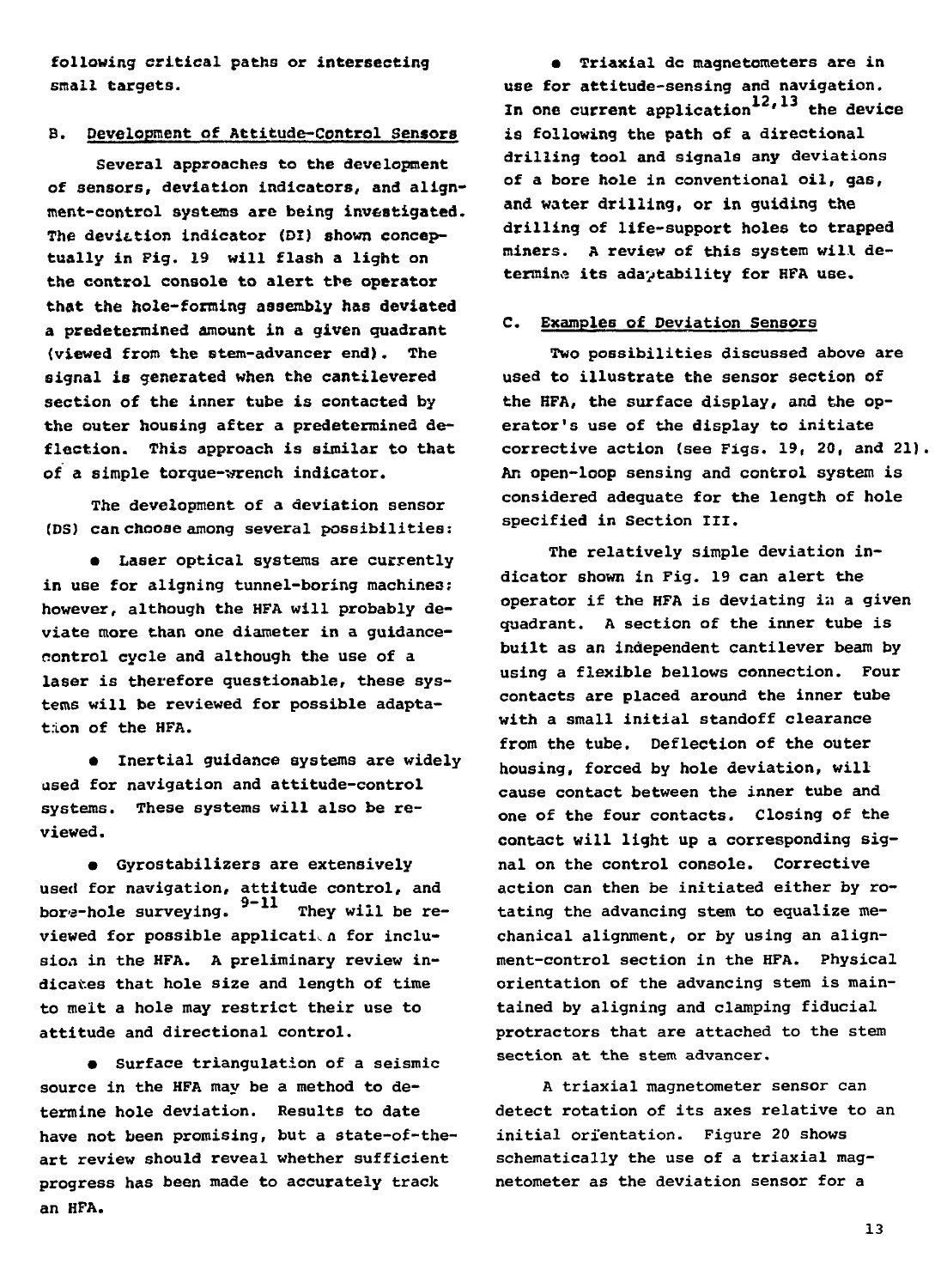following critical paths or intersecting small targets.

### B. Development of Attitude-Control Sensors

Several approaches to the development of sensors, deviation indicators, and alignment-control systems are being investigated. The deviation indicator (DI) shown conceptually in Fig. 19 will flash a light on the control console to alert the operator that the hole-forming assembly has deviated a predetermined amount in a given quadrant (viewed from the stem-advancer end). The signal is generated when the cantilevered section of the inner tube is contacted by the outer housing after a predetermined deflection. This approach is similar to that of a simple torque-wrench indicator.

The development of a deviation sensor (DS) can choose among several possibilities:

- Laser optical systems are currently in use for aligning tunnel-boring machines; however, although the HFA will probably deviate more than one diameter in a guidance-control cycle and although the use of a laser is therefore questionable, these systems will be reviewed for possible adaptation of the HFA.

- Inertial guidance systems are widely used for navigation and attitude-control systems. These systems will also be reviewed.

- Gyrostabilizers are extensively used for navigation, attitude control, and bore-hole surveying.[9-11] They will be reviewed for possible application for inclusion in the HFA. A preliminary review indicates that hole size and length of time to melt a hole may restrict their use to attitude and directional control.

- Surface triangulation of a seismic source in the HFA may be a method to determine hole deviation. Results to date have not been promising, but a state-of-the-art review should reveal whether sufficient progress has been made to accurately track an HFA.

- Triaxial dc magnetometers are in use for attitude-sensing and navigation. In one current application[12,13] the device is following the path of a directional drilling tool and signals any deviations of a bore hole in conventional oil, gas, and water drilling, or in guiding the drilling of life-support holes to trapped miners. A review of this system will determine its adaptability for HFA use.

### C. Examples of Deviation Sensors

Two possibilities discussed above are used to illustrate the sensor section of the HFA, the surface display, and the operator's use of the display to initiate corrective action (see Figs. 19, 20, and 21). An open-loop sensing and control system is considered adequate for the length of hole specified in Section III.

The relatively simple deviation indicator shown in Fig. 19 can alert the operator if the HFA is deviating in a given quadrant. A section of the inner tube is built as an independent cantilever beam by using a flexible bellows connection. Four contacts are placed around the inner tube with a small initial standoff clearance from the tube. Deflection of the outer housing, forced by hole deviation, will cause contact between the inner tube and one of the four contacts. Closing of the contact will light up a corresponding signal on the control console. Corrective action can then be initiated either by rotating the advancing stem to equalize mechanical alignment, or by using an alignment-control section in the HFA. Physical orientation of the advancing stem is maintained by aligning and clamping fiducial protractors that are attached to the stem section at the stem advancer.

A triaxial magnetometer sensor can detect rotation of its axes relative to an initial orientation. Figure 20 shows schematically the use of a triaxial magnetometer as the deviation sensor for a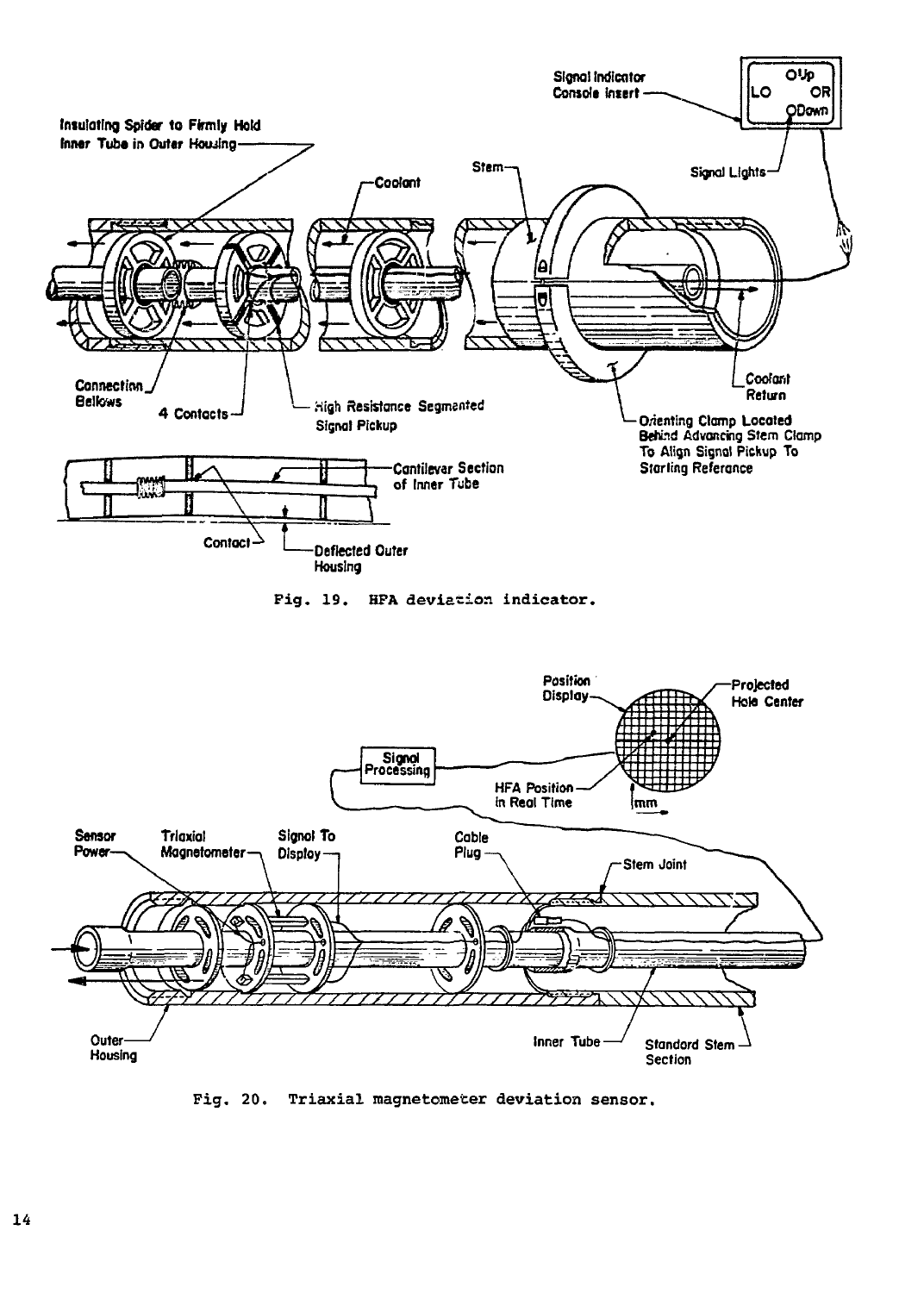Fig. 19. HFA deviation indicator.

Fig. 20. Triaxial magnetometer deviation sensor.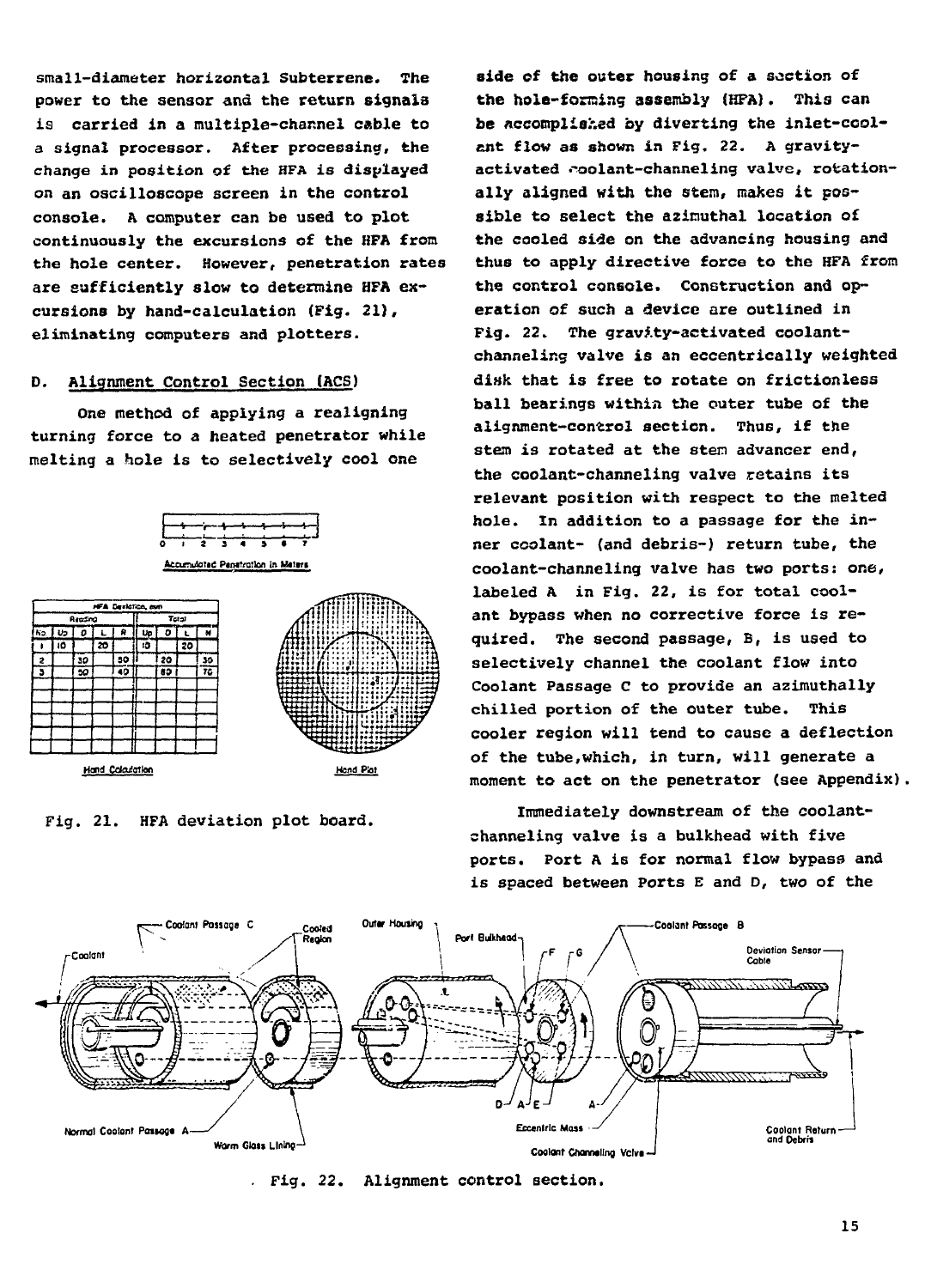small-diameter horizontal Subterrene. The power to the sensor and the return signals is carried in a multiple-channel cable to a signal processor. After processing, the change in position of the HFA is displayed on an oscilloscope screen in the control console. A computer can be used to plot continuously the excursions of the HFA from the hole center. However, penetration rates are sufficiently slow to determine HFA excursions by hand-calculation (Fig. 21), eliminating computers and plotters.

## D. Alignment Control Section (ACS)

One method of applying a realigning turning force to a heated penetrator while melting a hole is to selectively cool one side of the outer housing of a section of the hole-forming assembly (HFA). This can be accomplished by diverting the inlet-coolant flow as shown in Fig. 22. A gravity-activated coolant-channeling valve, rotationally aligned with the stem, makes it possible to select the azimuthal location of the cooled side on the advancing housing and thus to apply directive force to the HFA from the control console. Construction and operation of such a device are outlined in Fig. 22. The gravity-activated coolant-channeling valve is an eccentrically weighted disk that is free to rotate on frictionless ball bearings within the outer tube of the alignment-control section. Thus, if the stem is rotated at the stem advancer end, the coolant-channeling valve retains its relevant position with respect to the melted hole. In addition to a passage for the inner coolant- (and debris-) return tube, the coolant-channeling valve has two ports: one, labeled A in Fig. 22, is for total coolant bypass when no corrective force is required. The second passage, B, is used to selectively channel the coolant flow into Coolant Passage C to provide an azimuthally chilled portion of the outer tube. This cooler region will tend to cause a deflection of the tube, which, in turn, will generate a moment to act on the penetrator (see Appendix).

Immediately downstream of the coolant-channeling valve is a bulkhead with five ports. Port A is for normal flow bypass and is spaced between Ports E and D, two of the

Accumulated Penetration in Meters: 0 1 2 3 4 5 6 7

| HFA Deviation, mm | | | | | | | | |
|---|---|---|---|---|---|---|---|---|
| Reading | | | | | Total | | | |
| No. | Up | D | L | R | Up | D | L | R |
| 1 | 10 | | 20 | | 10 | | 20 | |
| 2 | | 30 | | 50 | 20 | | | 30 |
| 3 | | 50 | | 40 | | 80 | | 70 |

Hand Calculation — Hand Plot

Fig. 21. HFA deviation plot board.

Fig. 22. Alignment control section.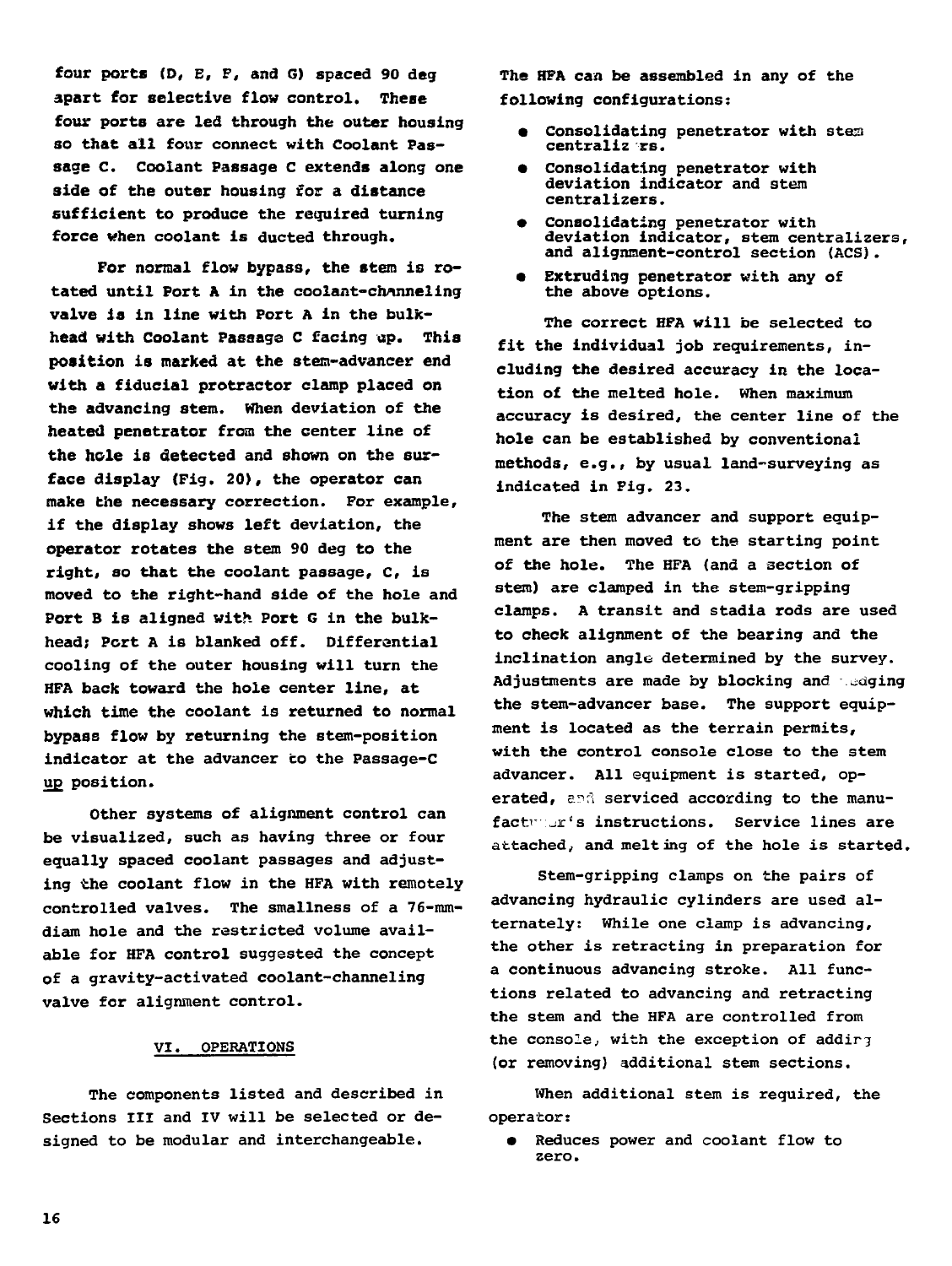four ports (D, E, F, and G) spaced 90 deg apart for selective flow control. These four ports are led through the outer housing so that all four connect with Coolant Passage C. Coolant Passage C extends along one side of the outer housing for a distance sufficient to produce the required turning force when coolant is ducted through.

For normal flow bypass, the stem is rotated until Port A in the coolant-channeling valve is in line with Port A in the bulkhead with Coolant Passage C facing up. This position is marked at the stem-advancer end with a fiducial protractor clamp placed on the advancing stem. When deviation of the heated penetrator from the center line of the hole is detected and shown on the surface display (Fig. 20), the operator can make the necessary correction. For example, if the display shows left deviation, the operator rotates the stem 90 deg to the right, so that the coolant passage, C, is moved to the right-hand side of the hole and Port B is aligned with Port G in the bulkhead; Port A is blanked off. Differential cooling of the outer housing will turn the HFA back toward the hole center line, at which time the coolant is returned to normal bypass flow by returning the stem-position indicator at the advancer to the Passage-C up position.

Other systems of alignment control can be visualized, such as having three or four equally spaced coolant passages and adjusting the coolant flow in the HFA with remotely controlled valves. The smallness of a 76-mm-diam hole and the restricted volume available for HFA control suggested the concept of a gravity-activated coolant-channeling valve for alignment control.

## VI. OPERATIONS

The components listed and described in Sections III and IV will be selected or designed to be modular and interchangeable.

The HFA can be assembled in any of the following configurations:

- Consolidating penetrator with stem centralizers.
- Consolidating penetrator with deviation indicator and stem centralizers.
- Consolidating penetrator with deviation indicator, stem centralizers, and alignment-control section (ACS).
- Extruding penetrator with any of the above options.

The correct HFA will be selected to fit the individual job requirements, including the desired accuracy in the location of the melted hole. When maximum accuracy is desired, the center line of the hole can be established by conventional methods, e.g., by usual land-surveying as indicated in Fig. 23.

The stem advancer and support equipment are then moved to the starting point of the hole. The HFA (and a section of stem) are clamped in the stem-gripping clamps. A transit and stadia rods are used to check alignment of the bearing and the inclination angle determined by the survey. Adjustments are made by blocking and wedging the stem-advancer base. The support equipment is located as the terrain permits, with the control console close to the stem advancer. All equipment is started, operated, and serviced according to the manufacturer's instructions. Service lines are attached, and melting of the hole is started.

Stem-gripping clamps on the pairs of advancing hydraulic cylinders are used alternately: While one clamp is advancing, the other is retracting in preparation for a continuous advancing stroke. All functions related to advancing and retracting the stem and the HFA are controlled from the console, with the exception of adding (or removing) additional stem sections.

When additional stem is required, the operator:

- Reduces power and coolant flow to zero.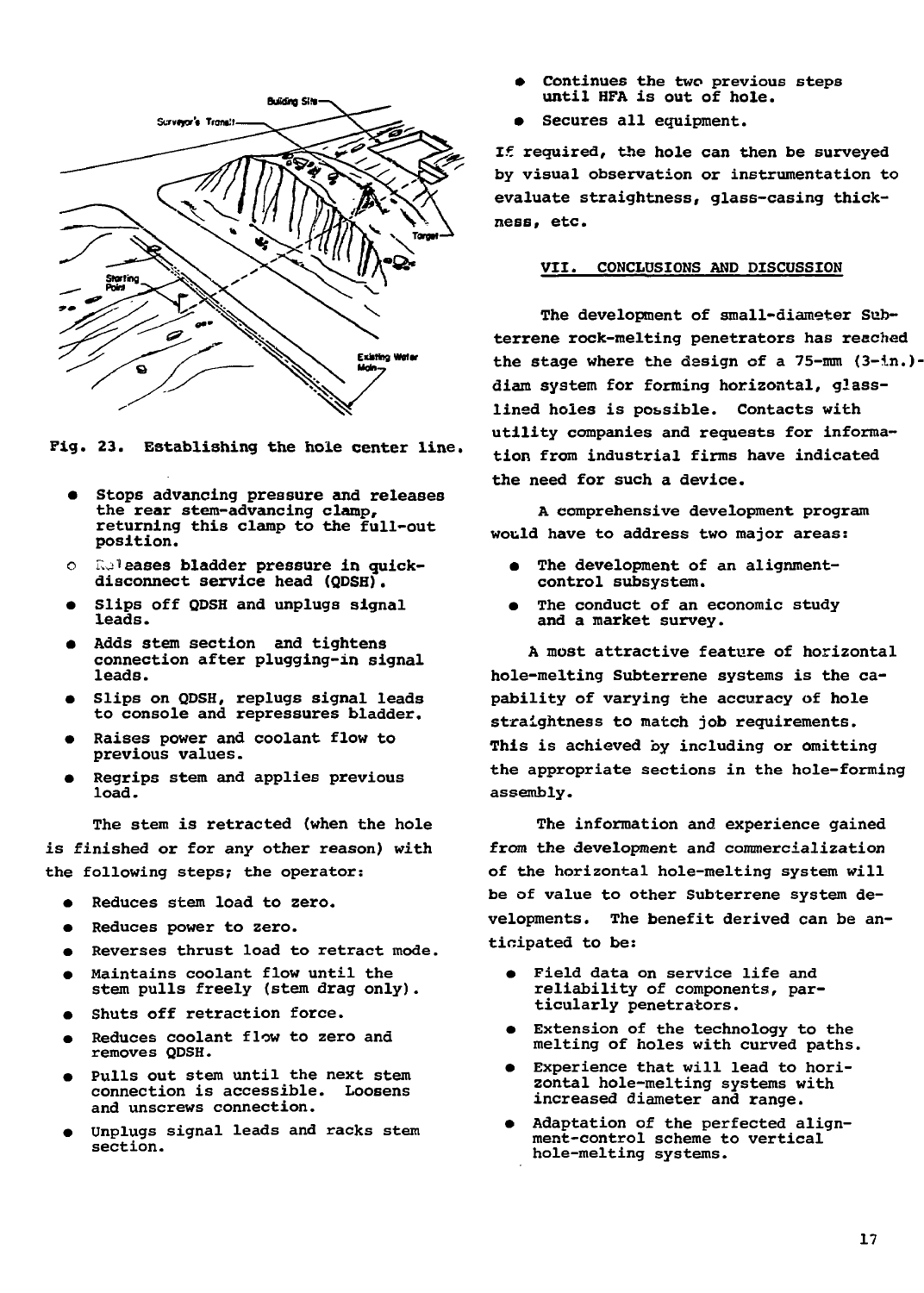Fig. 23. Establishing the hole center line.

- Stops advancing pressure and releases the rear stem-advancing clamp, returning this clamp to the full-out position.
- Releases bladder pressure in quick-disconnect service head (QDSH).
- Slips off QDSH and unplugs signal leads.
- Adds stem section and tightens connection after plugging-in signal leads.
- Slips on QDSH, replugs signal leads to console and repressures bladder.
- Raises power and coolant flow to previous values.
- Regrips stem and applies previous load.

The stem is retracted (when the hole is finished or for any other reason) with the following steps; the operator:

- Reduces stem load to zero.
- Reduces power to zero.
- Reverses thrust load to retract mode.
- Maintains coolant flow until the stem pulls freely (stem drag only).
- Shuts off retraction force.
- Reduces coolant flow to zero and removes QDSH.
- Pulls out stem until the next stem connection is accessible. Loosens and unscrews connection.
- Unplugs signal leads and racks stem section.
- Continues the two previous steps until HFA is out of hole.
- Secures all equipment.

If required, the hole can then be surveyed by visual observation or instrumentation to evaluate straightness, glass-casing thickness, etc.

## VII. CONCLUSIONS AND DISCUSSION

The development of small-diameter Subterrene rock-melting penetrators has reached the stage where the design of a 75-mm (3-in.)-diam system for forming horizontal, glass-lined holes is possible. Contacts with utility companies and requests for information from industrial firms have indicated the need for such a device.

A comprehensive development program would have to address two major areas:

- The development of an alignment-control subsystem.
- The conduct of an economic study and a market survey.

A most attractive feature of horizontal hole-melting Subterrene systems is the capability of varying the accuracy of hole straightness to match job requirements. This is achieved by including or omitting the appropriate sections in the hole-forming assembly.

The information and experience gained from the development and commercialization of the horizontal hole-melting system will be of value to other Subterrene system developments. The benefit derived can be anticipated to be:

- Field data on service life and reliability of components, particularly penetrators.
- Extension of the technology to the melting of holes with curved paths.
- Experience that will lead to horizontal hole-melting systems with increased diameter and range.
- Adaptation of the perfected alignment-control scheme to vertical hole-melting systems.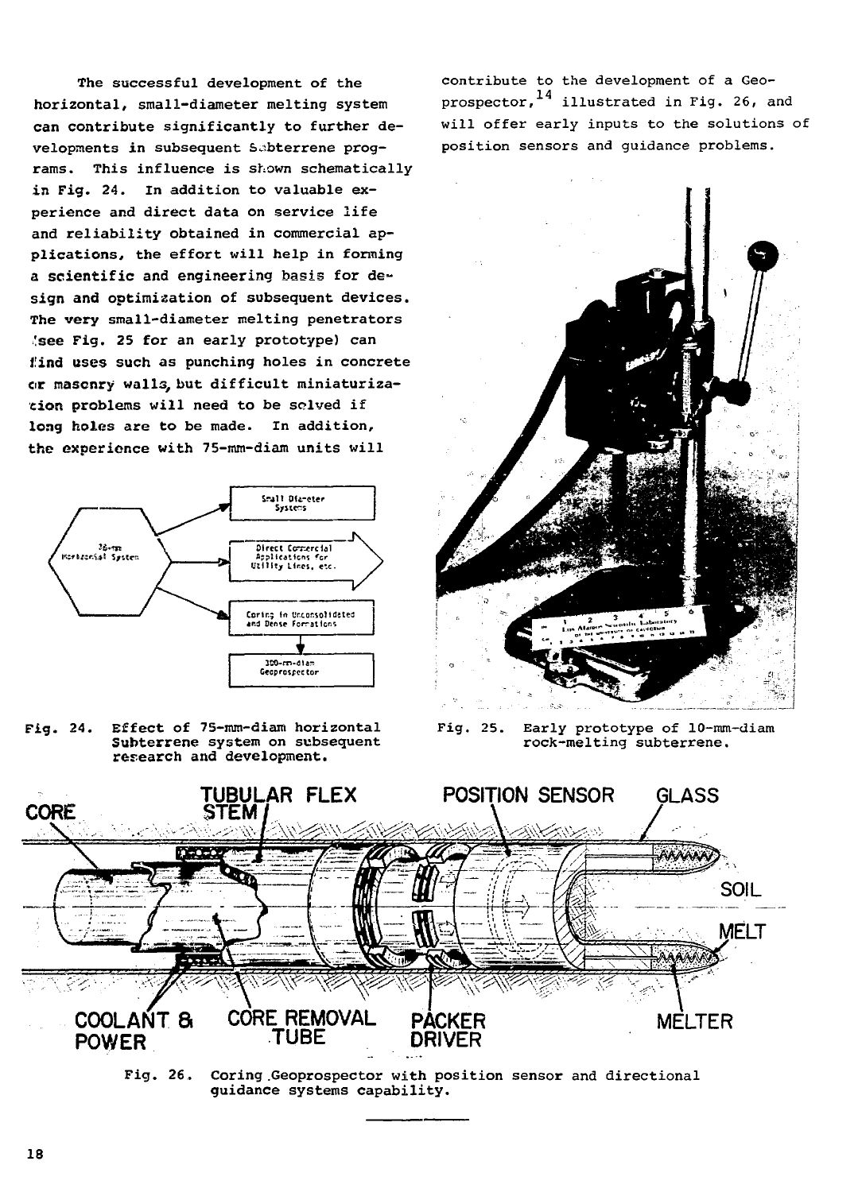The successful development of the horizontal, small-diameter melting system can contribute significantly to further developments in subsequent Subterrene programs. This influence is shown schematically in Fig. 24. In addition to valuable experience and direct data on service life and reliability obtained in commercial applications, the effort will help in forming a scientific and engineering basis for design and optimization of subsequent devices. The very small-diameter melting penetrators (see Fig. 25 for an early prototype) can find uses such as punching holes in concrete or masonry walls, but difficult miniaturization problems will need to be solved if long holes are to be made. In addition, the experience with 75-mm-diam units will contribute to the development of a Geoprospector,[14] illustrated in Fig. 26, and will offer early inputs to the solutions of position sensors and guidance problems.

Fig. 24. Effect of 75-mm-diam horizontal Subterrene system on subsequent research and development.

Fig. 25. Early prototype of 10-mm-diam rock-melting subterrene.

Fig. 26. Coring Geoprospector with position sensor and directional guidance systems capability.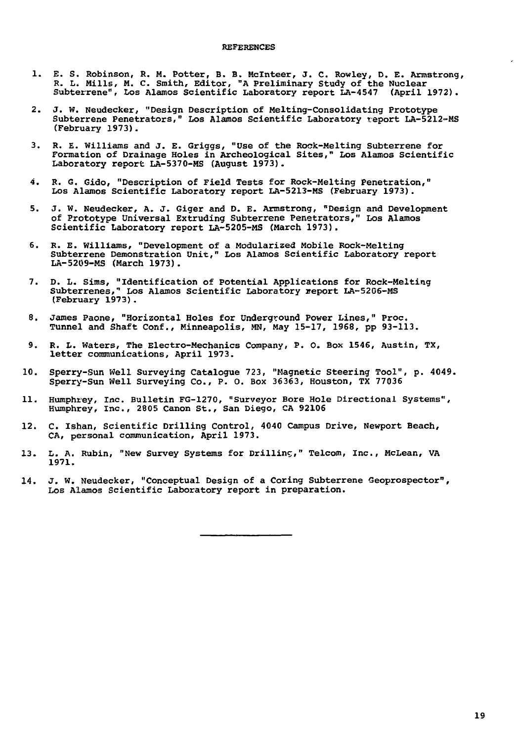## REFERENCES

1. E. S. Robinson, R. M. Potter, B. B. McInteer, J. C. Rowley, D. E. Armstrong, R. L. Mills, M. C. Smith, Editor, "A Preliminary Study of the Nuclear Subterrene", Los Alamos Scientific Laboratory report LA-4547 (April 1972).

2. J. W. Neudecker, "Design Description of Melting-Consolidating Prototype Subterrene Penetrators," Los Alamos Scientific Laboratory report LA-5212-MS (February 1973).

3. R. E. Williams and J. E. Griggs, "Use of the Rock-Melting Subterrene for Formation of Drainage Holes in Archeological Sites," Los Alamos Scientific Laboratory report LA-5370-MS (August 1973).

4. R. G. Gido, "Description of Field Tests for Rock-Melting Penetration," Los Alamos Scientific Laboratory report LA-5213-MS (February 1973).

5. J. W. Neudecker, A. J. Giger and D. E. Armstrong, "Design and Development of Prototype Universal Extruding Subterrene Penetrators," Los Alamos Scientific Laboratory report LA-5205-MS (March 1973).

6. R. E. Williams, "Development of a Modularized Mobile Rock-Melting Subterrene Demonstration Unit," Los Alamos Scientific Laboratory report LA-5209-MS (March 1973).

7. D. L. Sims, "Identification of Potential Applications for Rock-Melting Subterrenes," Los Alamos Scientific Laboratory report LA-5206-MS (February 1973).

8. James Paone, "Horizontal Holes for Underground Power Lines," Proc. Tunnel and Shaft Conf., Minneapolis, MN, May 15-17, 1968, pp 93-113.

9. R. L. Waters, The Electro-Mechanics Company, P. O. Box 1546, Austin, TX, letter communications, April 1973.

10. Sperry-Sun Well Surveying Catalogue 723, "Magnetic Steering Tool", p. 4049. Sperry-Sun Well Surveying Co., P. O. Box 36363, Houston, TX 77036

11. Humphrey, Inc. Bulletin FG-1270, "Surveyor Bore Hole Directional Systems", Humphrey, Inc., 2805 Canon St., San Diego, CA 92106

12. C. Ishan, Scientific Drilling Control, 4040 Campus Drive, Newport Beach, CA, personal communication, April 1973.

13. L. A. Rubin, "New Survey Systems for Drilling," Telcom, Inc., McLean, VA 1971.

14. J. W. Neudecker, "Conceptual Design of a Coring Subterrene Geoprospector", Los Alamos Scientific Laboratory report in preparation.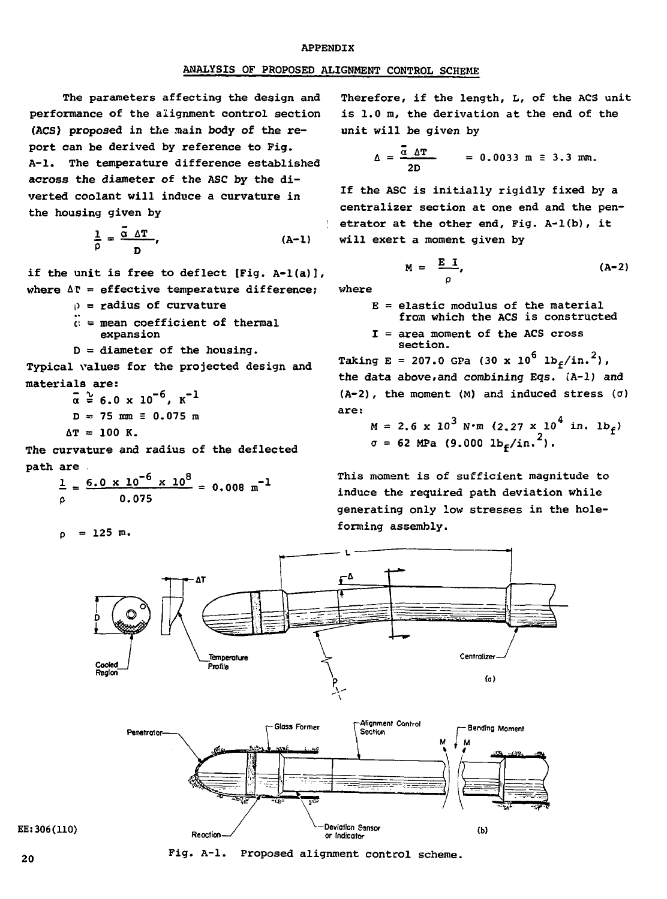# APPENDIX

## ANALYSIS OF PROPOSED ALIGNMENT CONTROL SCHEME

The parameters affecting the design and performance of the alignment control section (ACS) proposed in the main body of the report can be derived by reference to Fig. A-1. The temperature difference established across the diameter of the ASC by the diverted coolant will induce a curvature in the housing given by

$$\frac{1}{\rho} = \frac{\bar{\alpha}\,\Delta T}{D}, \qquad \text{(A-1)}$$

if the unit is free to deflect [Fig. A-1(a)], where $\Delta T$ = effective temperature difference;

- $\rho$ = radius of curvature
- $\bar{\alpha}$ = mean coefficient of thermal expansion
- $D$ = diameter of the housing.

Typical values for the projected design and materials are:

$$\bar{\alpha} \simeq 6.0 \times 10^{-6},\ K^{-1}$$

$$D = 75\ \text{mm} \equiv 0.075\ \text{m}$$

$$\Delta T = 100\ \text{K}.$$

The curvature and radius of the deflected path are

$$\frac{1}{\rho} = \frac{6.0 \times 10^{-6} \times 10^{8}}{0.075} = 0.008\ \text{m}^{-1}$$

$$\rho = 125\ \text{m}.$$

Therefore, if the length, L, of the ACS unit is 1.0 m, the derivation at the end of the unit will be given by

$$\Delta = \frac{\bar{\alpha}\,\Delta T}{2D} = 0.0033\ \text{m} \equiv 3.3\ \text{mm}.$$

If the ASC is initially rigidly fixed by a centralizer section at one end and the penetrator at the other end, Fig. A-1(b), it will exert a moment given by

$$M = \frac{E\,I}{\rho}, \qquad \text{(A-2)}$$

where

- $E$ = elastic modulus of the material from which the ACS is constructed
- $I$ = area moment of the ACS cross section.

Taking $E = 207.0$ GPa ($30 \times 10^{6}\ \text{lb}_f/\text{in.}^2$), the data above, and combining Eqs. (A-1) and (A-2), the moment (M) and induced stress ($\sigma$) are:

$$M = 2.6 \times 10^{3}\ \text{N·m}\ (2.27 \times 10^{4}\ \text{in. lb}_f)$$

$$\sigma = 62\ \text{MPa}\ (9.000\ \text{lb}_f/\text{in.}^2).$$

This moment is of sufficient magnitude to induce the required path deviation while generating only low stresses in the hole-forming assembly.

L
ΔT
Δ
D
Cooled Region
Temperature Profile
Centralizer
ρ
(a)

Penetrator
Glass Former
Alignment Control Section
Bending Moment
M M
Reaction
Deviation Sensor or Indicator
(b)

EE:306(110)

Fig. A-1. Proposed alignment control scheme.